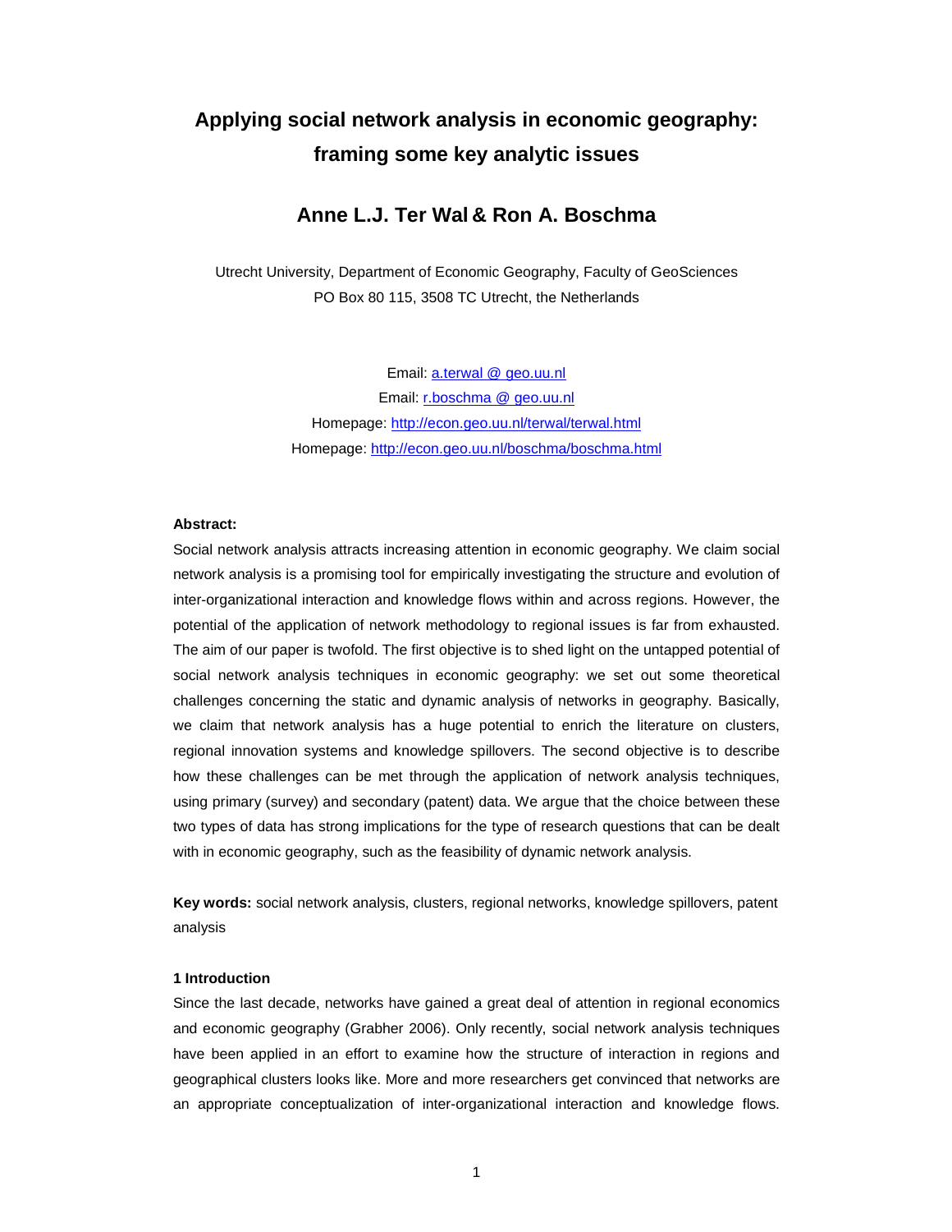# Applying social network analysis in economic geography: framing some key analytic issues

## Anne L.J. Ter Wal & Ron A. Boschma

Utrecht University, Department of Economic Geography, Faculty of GeoSciences
PO Box 80 115, 3508 TC Utrecht, the Netherlands

Email: a.terwal @ geo.uu.nl
Email: r.boschma @ geo.uu.nl
Homepage: http://econ.geo.uu.nl/terwal/terwal.html
Homepage: http://econ.geo.uu.nl/boschma/boschma.html

**Abstract:**

Social network analysis attracts increasing attention in economic geography. We claim social network analysis is a promising tool for empirically investigating the structure and evolution of inter-organizational interaction and knowledge flows within and across regions. However, the potential of the application of network methodology to regional issues is far from exhausted. The aim of our paper is twofold. The first objective is to shed light on the untapped potential of social network analysis techniques in economic geography: we set out some theoretical challenges concerning the static and dynamic analysis of networks in geography. Basically, we claim that network analysis has a huge potential to enrich the literature on clusters, regional innovation systems and knowledge spillovers. The second objective is to describe how these challenges can be met through the application of network analysis techniques, using primary (survey) and secondary (patent) data. We argue that the choice between these two types of data has strong implications for the type of research questions that can be dealt with in economic geography, such as the feasibility of dynamic network analysis.

**Key words:** social network analysis, clusters, regional networks, knowledge spillovers, patent analysis

### 1 Introduction

Since the last decade, networks have gained a great deal of attention in regional economics and economic geography (Grabher 2006). Only recently, social network analysis techniques have been applied in an effort to examine how the structure of interaction in regions and geographical clusters looks like. More and more researchers get convinced that networks are an appropriate conceptualization of inter-organizational interaction and knowledge flows.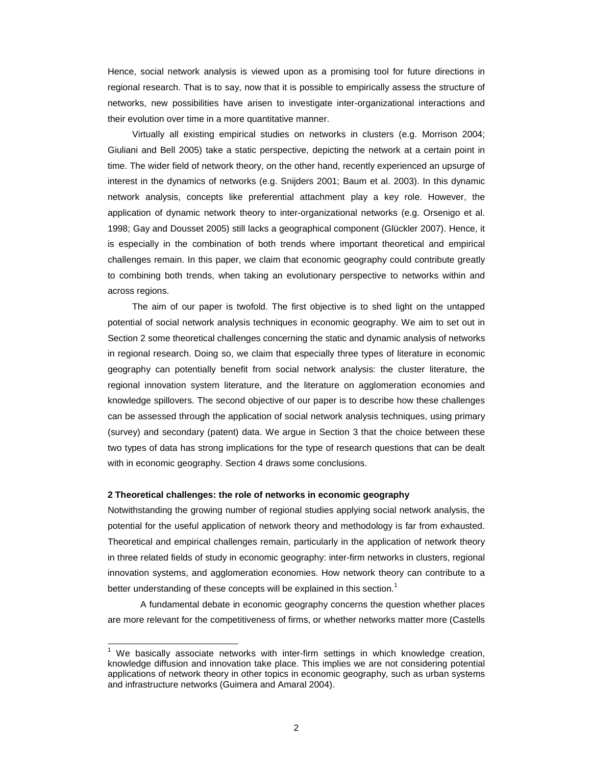Hence, social network analysis is viewed upon as a promising tool for future directions in regional research. That is to say, now that it is possible to empirically assess the structure of networks, new possibilities have arisen to investigate inter-organizational interactions and their evolution over time in a more quantitative manner.

Virtually all existing empirical studies on networks in clusters (e.g. Morrison 2004; Giuliani and Bell 2005) take a static perspective, depicting the network at a certain point in time. The wider field of network theory, on the other hand, recently experienced an upsurge of interest in the dynamics of networks (e.g. Snijders 2001; Baum et al. 2003). In this dynamic network analysis, concepts like preferential attachment play a key role. However, the application of dynamic network theory to inter-organizational networks (e.g. Orsenigo et al. 1998; Gay and Dousset 2005) still lacks a geographical component (Glückler 2007). Hence, it is especially in the combination of both trends where important theoretical and empirical challenges remain. In this paper, we claim that economic geography could contribute greatly to combining both trends, when taking an evolutionary perspective to networks within and across regions.

The aim of our paper is twofold. The first objective is to shed light on the untapped potential of social network analysis techniques in economic geography. We aim to set out in Section 2 some theoretical challenges concerning the static and dynamic analysis of networks in regional research. Doing so, we claim that especially three types of literature in economic geography can potentially benefit from social network analysis: the cluster literature, the regional innovation system literature, and the literature on agglomeration economies and knowledge spillovers. The second objective of our paper is to describe how these challenges can be assessed through the application of social network analysis techniques, using primary (survey) and secondary (patent) data. We argue in Section 3 that the choice between these two types of data has strong implications for the type of research questions that can be dealt with in economic geography. Section 4 draws some conclusions.

## 2 Theoretical challenges: the role of networks in economic geography

Notwithstanding the growing number of regional studies applying social network analysis, the potential for the useful application of network theory and methodology is far from exhausted. Theoretical and empirical challenges remain, particularly in the application of network theory in three related fields of study in economic geography: inter-firm networks in clusters, regional innovation systems, and agglomeration economies. How network theory can contribute to a better understanding of these concepts will be explained in this section.[1]

A fundamental debate in economic geography concerns the question whether places are more relevant for the competitiveness of firms, or whether networks matter more (Castells

[1] We basically associate networks with inter-firm settings in which knowledge creation, knowledge diffusion and innovation take place. This implies we are not considering potential applications of network theory in other topics in economic geography, such as urban systems and infrastructure networks (Guimera and Amaral 2004).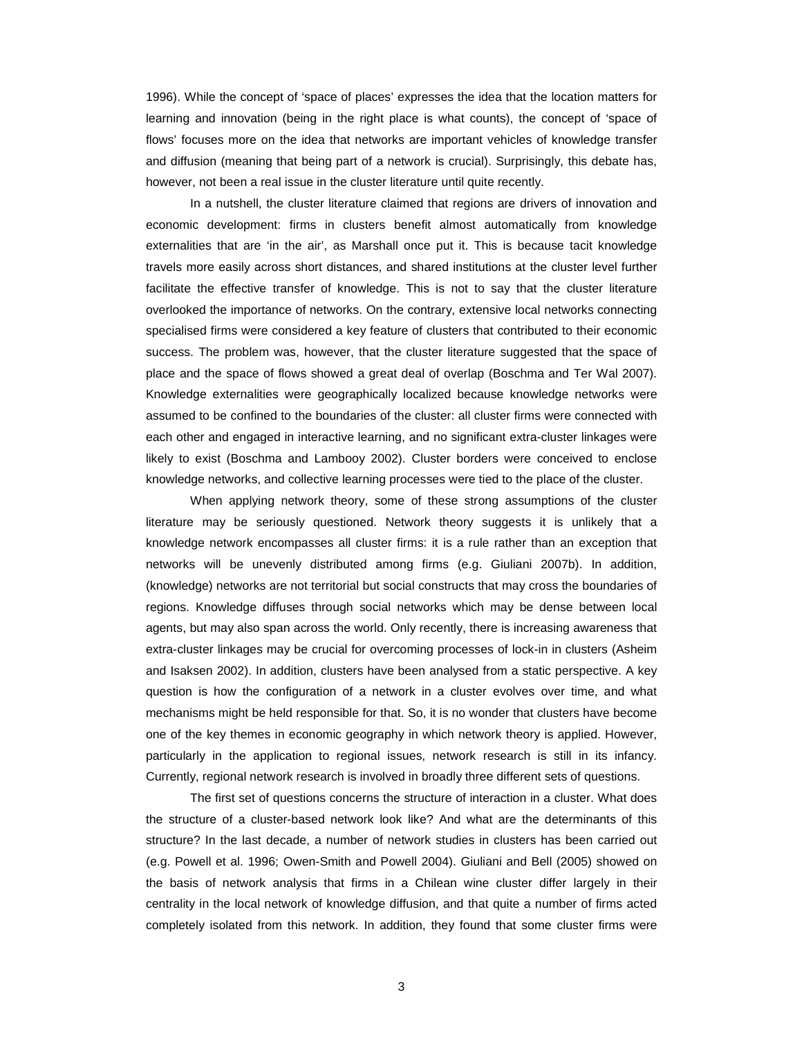1996). While the concept of 'space of places' expresses the idea that the location matters for learning and innovation (being in the right place is what counts), the concept of 'space of flows' focuses more on the idea that networks are important vehicles of knowledge transfer and diffusion (meaning that being part of a network is crucial). Surprisingly, this debate has, however, not been a real issue in the cluster literature until quite recently.

In a nutshell, the cluster literature claimed that regions are drivers of innovation and economic development: firms in clusters benefit almost automatically from knowledge externalities that are 'in the air', as Marshall once put it. This is because tacit knowledge travels more easily across short distances, and shared institutions at the cluster level further facilitate the effective transfer of knowledge. This is not to say that the cluster literature overlooked the importance of networks. On the contrary, extensive local networks connecting specialised firms were considered a key feature of clusters that contributed to their economic success. The problem was, however, that the cluster literature suggested that the space of place and the space of flows showed a great deal of overlap (Boschma and Ter Wal 2007). Knowledge externalities were geographically localized because knowledge networks were assumed to be confined to the boundaries of the cluster: all cluster firms were connected with each other and engaged in interactive learning, and no significant extra-cluster linkages were likely to exist (Boschma and Lambooy 2002). Cluster borders were conceived to enclose knowledge networks, and collective learning processes were tied to the place of the cluster.

When applying network theory, some of these strong assumptions of the cluster literature may be seriously questioned. Network theory suggests it is unlikely that a knowledge network encompasses all cluster firms: it is a rule rather than an exception that networks will be unevenly distributed among firms (e.g. Giuliani 2007b). In addition, (knowledge) networks are not territorial but social constructs that may cross the boundaries of regions. Knowledge diffuses through social networks which may be dense between local agents, but may also span across the world. Only recently, there is increasing awareness that extra-cluster linkages may be crucial for overcoming processes of lock-in in clusters (Asheim and Isaksen 2002). In addition, clusters have been analysed from a static perspective. A key question is how the configuration of a network in a cluster evolves over time, and what mechanisms might be held responsible for that. So, it is no wonder that clusters have become one of the key themes in economic geography in which network theory is applied. However, particularly in the application to regional issues, network research is still in its infancy. Currently, regional network research is involved in broadly three different sets of questions.

The first set of questions concerns the structure of interaction in a cluster. What does the structure of a cluster-based network look like? And what are the determinants of this structure? In the last decade, a number of network studies in clusters has been carried out (e.g. Powell et al. 1996; Owen-Smith and Powell 2004). Giuliani and Bell (2005) showed on the basis of network analysis that firms in a Chilean wine cluster differ largely in their centrality in the local network of knowledge diffusion, and that quite a number of firms acted completely isolated from this network. In addition, they found that some cluster firms were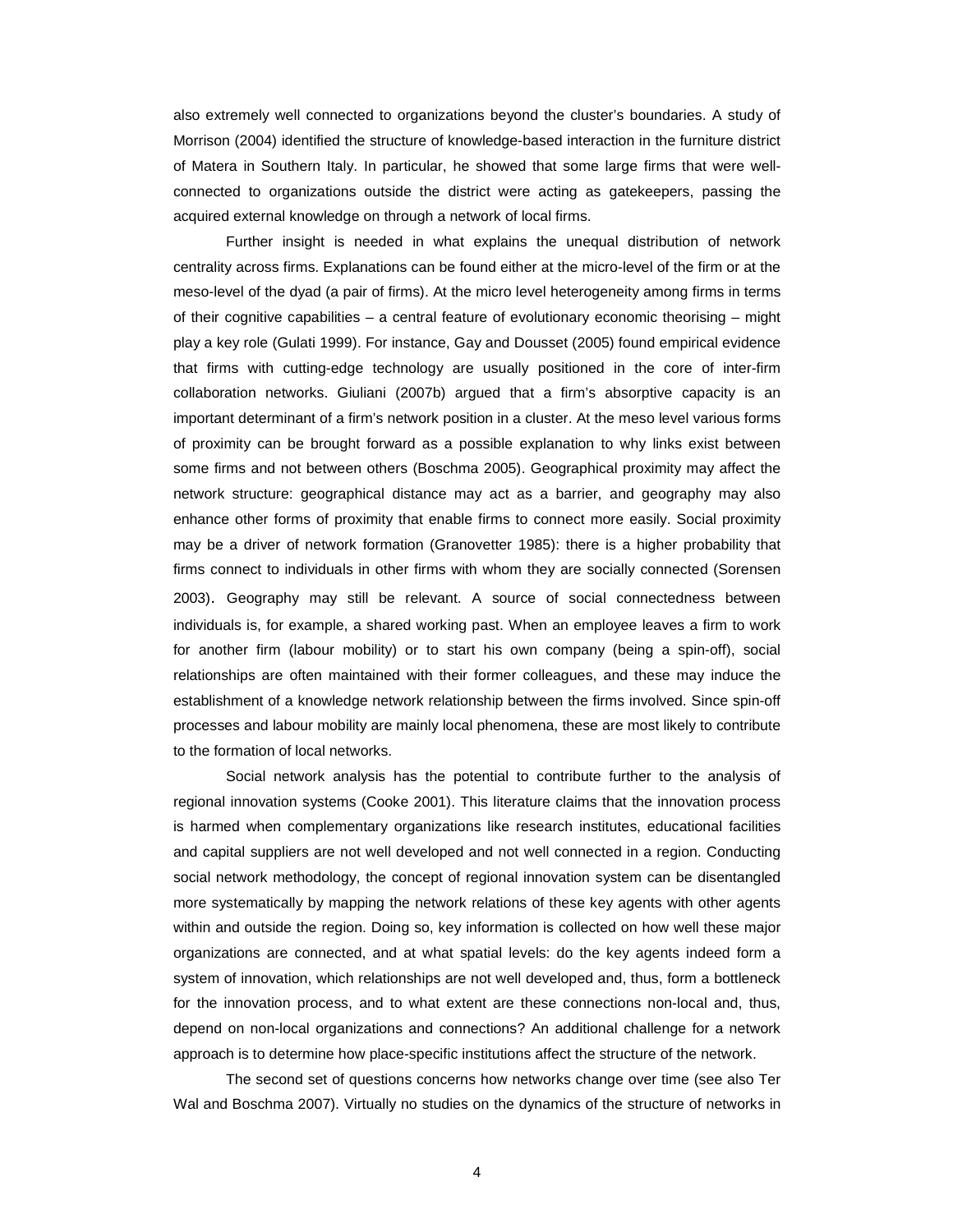also extremely well connected to organizations beyond the cluster's boundaries. A study of Morrison (2004) identified the structure of knowledge-based interaction in the furniture district of Matera in Southern Italy. In particular, he showed that some large firms that were well-connected to organizations outside the district were acting as gatekeepers, passing the acquired external knowledge on through a network of local firms.

Further insight is needed in what explains the unequal distribution of network centrality across firms. Explanations can be found either at the micro-level of the firm or at the meso-level of the dyad (a pair of firms). At the micro level heterogeneity among firms in terms of their cognitive capabilities – a central feature of evolutionary economic theorising – might play a key role (Gulati 1999). For instance, Gay and Dousset (2005) found empirical evidence that firms with cutting-edge technology are usually positioned in the core of inter-firm collaboration networks. Giuliani (2007b) argued that a firm's absorptive capacity is an important determinant of a firm's network position in a cluster. At the meso level various forms of proximity can be brought forward as a possible explanation to why links exist between some firms and not between others (Boschma 2005). Geographical proximity may affect the network structure: geographical distance may act as a barrier, and geography may also enhance other forms of proximity that enable firms to connect more easily. Social proximity may be a driver of network formation (Granovetter 1985): there is a higher probability that firms connect to individuals in other firms with whom they are socially connected (Sorensen 2003). Geography may still be relevant. A source of social connectedness between individuals is, for example, a shared working past. When an employee leaves a firm to work for another firm (labour mobility) or to start his own company (being a spin-off), social relationships are often maintained with their former colleagues, and these may induce the establishment of a knowledge network relationship between the firms involved. Since spin-off processes and labour mobility are mainly local phenomena, these are most likely to contribute to the formation of local networks.

Social network analysis has the potential to contribute further to the analysis of regional innovation systems (Cooke 2001). This literature claims that the innovation process is harmed when complementary organizations like research institutes, educational facilities and capital suppliers are not well developed and not well connected in a region. Conducting social network methodology, the concept of regional innovation system can be disentangled more systematically by mapping the network relations of these key agents with other agents within and outside the region. Doing so, key information is collected on how well these major organizations are connected, and at what spatial levels: do the key agents indeed form a system of innovation, which relationships are not well developed and, thus, form a bottleneck for the innovation process, and to what extent are these connections non-local and, thus, depend on non-local organizations and connections? An additional challenge for a network approach is to determine how place-specific institutions affect the structure of the network.

The second set of questions concerns how networks change over time (see also Ter Wal and Boschma 2007). Virtually no studies on the dynamics of the structure of networks in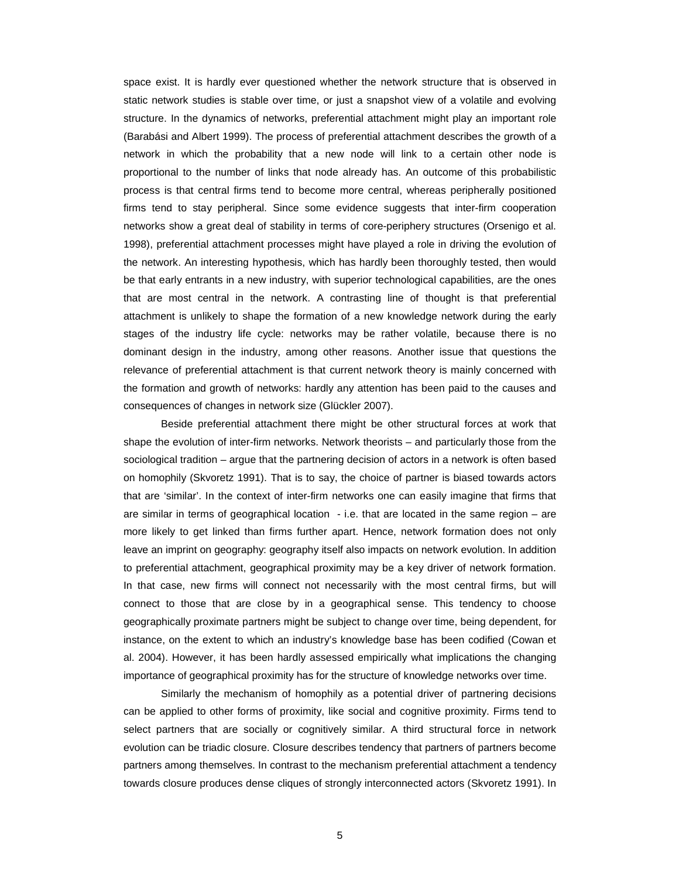space exist. It is hardly ever questioned whether the network structure that is observed in static network studies is stable over time, or just a snapshot view of a volatile and evolving structure. In the dynamics of networks, preferential attachment might play an important role (Barabási and Albert 1999). The process of preferential attachment describes the growth of a network in which the probability that a new node will link to a certain other node is proportional to the number of links that node already has. An outcome of this probabilistic process is that central firms tend to become more central, whereas peripherally positioned firms tend to stay peripheral. Since some evidence suggests that inter-firm cooperation networks show a great deal of stability in terms of core-periphery structures (Orsenigo et al. 1998), preferential attachment processes might have played a role in driving the evolution of the network. An interesting hypothesis, which has hardly been thoroughly tested, then would be that early entrants in a new industry, with superior technological capabilities, are the ones that are most central in the network. A contrasting line of thought is that preferential attachment is unlikely to shape the formation of a new knowledge network during the early stages of the industry life cycle: networks may be rather volatile, because there is no dominant design in the industry, among other reasons. Another issue that questions the relevance of preferential attachment is that current network theory is mainly concerned with the formation and growth of networks: hardly any attention has been paid to the causes and consequences of changes in network size (Glückler 2007).

Beside preferential attachment there might be other structural forces at work that shape the evolution of inter-firm networks. Network theorists – and particularly those from the sociological tradition – argue that the partnering decision of actors in a network is often based on homophily (Skvoretz 1991). That is to say, the choice of partner is biased towards actors that are 'similar'. In the context of inter-firm networks one can easily imagine that firms that are similar in terms of geographical location - i.e. that are located in the same region – are more likely to get linked than firms further apart. Hence, network formation does not only leave an imprint on geography: geography itself also impacts on network evolution. In addition to preferential attachment, geographical proximity may be a key driver of network formation. In that case, new firms will connect not necessarily with the most central firms, but will connect to those that are close by in a geographical sense. This tendency to choose geographically proximate partners might be subject to change over time, being dependent, for instance, on the extent to which an industry's knowledge base has been codified (Cowan et al. 2004). However, it has been hardly assessed empirically what implications the changing importance of geographical proximity has for the structure of knowledge networks over time.

Similarly the mechanism of homophily as a potential driver of partnering decisions can be applied to other forms of proximity, like social and cognitive proximity. Firms tend to select partners that are socially or cognitively similar. A third structural force in network evolution can be triadic closure. Closure describes tendency that partners of partners become partners among themselves. In contrast to the mechanism preferential attachment a tendency towards closure produces dense cliques of strongly interconnected actors (Skvoretz 1991). In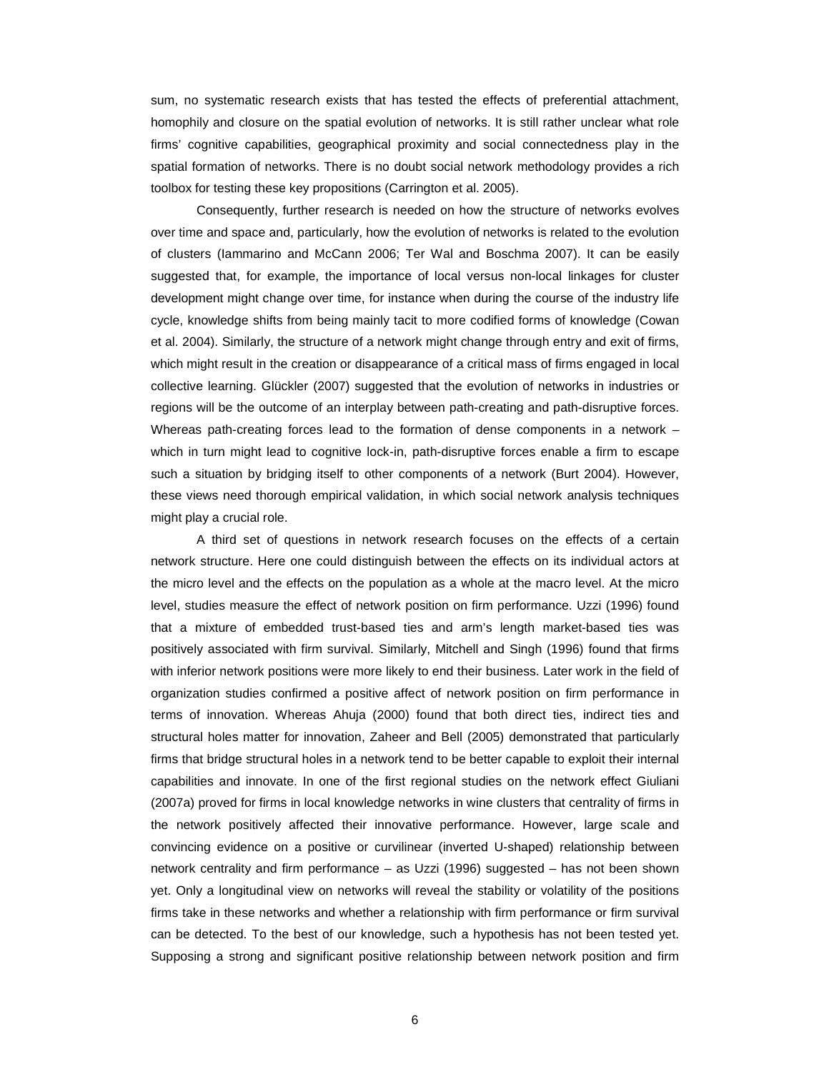sum, no systematic research exists that has tested the effects of preferential attachment, homophily and closure on the spatial evolution of networks. It is still rather unclear what role firms' cognitive capabilities, geographical proximity and social connectedness play in the spatial formation of networks. There is no doubt social network methodology provides a rich toolbox for testing these key propositions (Carrington et al. 2005).

Consequently, further research is needed on how the structure of networks evolves over time and space and, particularly, how the evolution of networks is related to the evolution of clusters (Iammarino and McCann 2006; Ter Wal and Boschma 2007). It can be easily suggested that, for example, the importance of local versus non-local linkages for cluster development might change over time, for instance when during the course of the industry life cycle, knowledge shifts from being mainly tacit to more codified forms of knowledge (Cowan et al. 2004). Similarly, the structure of a network might change through entry and exit of firms, which might result in the creation or disappearance of a critical mass of firms engaged in local collective learning. Glückler (2007) suggested that the evolution of networks in industries or regions will be the outcome of an interplay between path-creating and path-disruptive forces. Whereas path-creating forces lead to the formation of dense components in a network – which in turn might lead to cognitive lock-in, path-disruptive forces enable a firm to escape such a situation by bridging itself to other components of a network (Burt 2004). However, these views need thorough empirical validation, in which social network analysis techniques might play a crucial role.

A third set of questions in network research focuses on the effects of a certain network structure. Here one could distinguish between the effects on its individual actors at the micro level and the effects on the population as a whole at the macro level. At the micro level, studies measure the effect of network position on firm performance. Uzzi (1996) found that a mixture of embedded trust-based ties and arm's length market-based ties was positively associated with firm survival. Similarly, Mitchell and Singh (1996) found that firms with inferior network positions were more likely to end their business. Later work in the field of organization studies confirmed a positive affect of network position on firm performance in terms of innovation. Whereas Ahuja (2000) found that both direct ties, indirect ties and structural holes matter for innovation, Zaheer and Bell (2005) demonstrated that particularly firms that bridge structural holes in a network tend to be better capable to exploit their internal capabilities and innovate. In one of the first regional studies on the network effect Giuliani (2007a) proved for firms in local knowledge networks in wine clusters that centrality of firms in the network positively affected their innovative performance. However, large scale and convincing evidence on a positive or curvilinear (inverted U-shaped) relationship between network centrality and firm performance – as Uzzi (1996) suggested – has not been shown yet. Only a longitudinal view on networks will reveal the stability or volatility of the positions firms take in these networks and whether a relationship with firm performance or firm survival can be detected. To the best of our knowledge, such a hypothesis has not been tested yet. Supposing a strong and significant positive relationship between network position and firm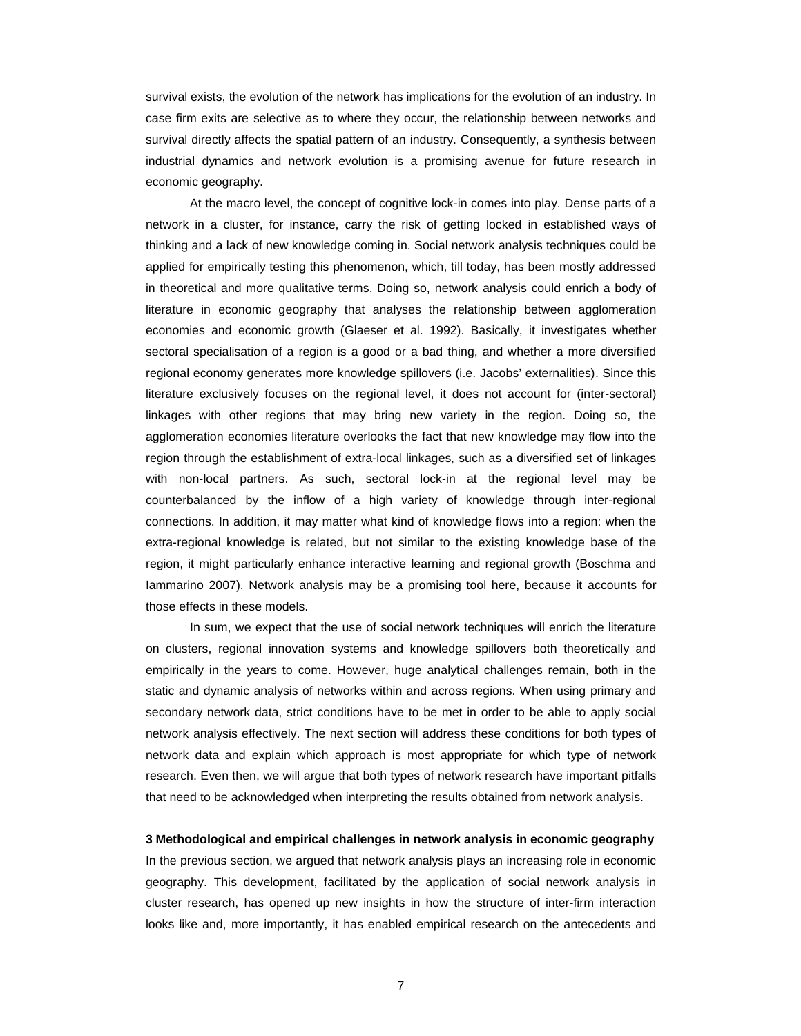survival exists, the evolution of the network has implications for the evolution of an industry. In case firm exits are selective as to where they occur, the relationship between networks and survival directly affects the spatial pattern of an industry. Consequently, a synthesis between industrial dynamics and network evolution is a promising avenue for future research in economic geography.

At the macro level, the concept of cognitive lock-in comes into play. Dense parts of a network in a cluster, for instance, carry the risk of getting locked in established ways of thinking and a lack of new knowledge coming in. Social network analysis techniques could be applied for empirically testing this phenomenon, which, till today, has been mostly addressed in theoretical and more qualitative terms. Doing so, network analysis could enrich a body of literature in economic geography that analyses the relationship between agglomeration economies and economic growth (Glaeser et al. 1992). Basically, it investigates whether sectoral specialisation of a region is a good or a bad thing, and whether a more diversified regional economy generates more knowledge spillovers (i.e. Jacobs' externalities). Since this literature exclusively focuses on the regional level, it does not account for (inter-sectoral) linkages with other regions that may bring new variety in the region. Doing so, the agglomeration economies literature overlooks the fact that new knowledge may flow into the region through the establishment of extra-local linkages, such as a diversified set of linkages with non-local partners. As such, sectoral lock-in at the regional level may be counterbalanced by the inflow of a high variety of knowledge through inter-regional connections. In addition, it may matter what kind of knowledge flows into a region: when the extra-regional knowledge is related, but not similar to the existing knowledge base of the region, it might particularly enhance interactive learning and regional growth (Boschma and Iammarino 2007). Network analysis may be a promising tool here, because it accounts for those effects in these models.

In sum, we expect that the use of social network techniques will enrich the literature on clusters, regional innovation systems and knowledge spillovers both theoretically and empirically in the years to come. However, huge analytical challenges remain, both in the static and dynamic analysis of networks within and across regions. When using primary and secondary network data, strict conditions have to be met in order to be able to apply social network analysis effectively. The next section will address these conditions for both types of network data and explain which approach is most appropriate for which type of network research. Even then, we will argue that both types of network research have important pitfalls that need to be acknowledged when interpreting the results obtained from network analysis.

## 3 Methodological and empirical challenges in network analysis in economic geography

In the previous section, we argued that network analysis plays an increasing role in economic geography. This development, facilitated by the application of social network analysis in cluster research, has opened up new insights in how the structure of inter-firm interaction looks like and, more importantly, it has enabled empirical research on the antecedents and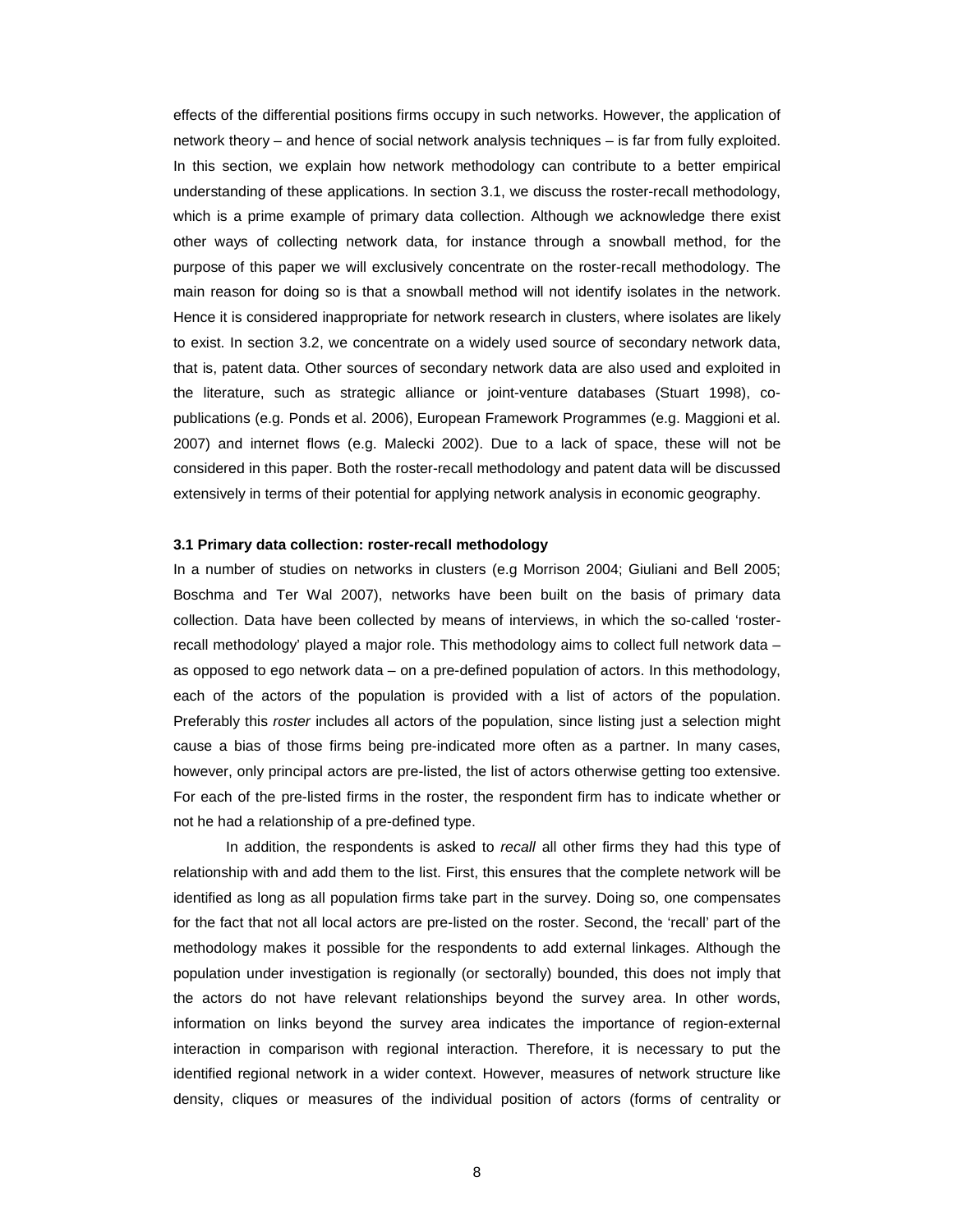effects of the differential positions firms occupy in such networks. However, the application of network theory – and hence of social network analysis techniques – is far from fully exploited. In this section, we explain how network methodology can contribute to a better empirical understanding of these applications. In section 3.1, we discuss the roster-recall methodology, which is a prime example of primary data collection. Although we acknowledge there exist other ways of collecting network data, for instance through a snowball method, for the purpose of this paper we will exclusively concentrate on the roster-recall methodology. The main reason for doing so is that a snowball method will not identify isolates in the network. Hence it is considered inappropriate for network research in clusters, where isolates are likely to exist. In section 3.2, we concentrate on a widely used source of secondary network data, that is, patent data. Other sources of secondary network data are also used and exploited in the literature, such as strategic alliance or joint-venture databases (Stuart 1998), co-publications (e.g. Ponds et al. 2006), European Framework Programmes (e.g. Maggioni et al. 2007) and internet flows (e.g. Malecki 2002). Due to a lack of space, these will not be considered in this paper. Both the roster-recall methodology and patent data will be discussed extensively in terms of their potential for applying network analysis in economic geography.

### 3.1 Primary data collection: roster-recall methodology

In a number of studies on networks in clusters (e.g Morrison 2004; Giuliani and Bell 2005; Boschma and Ter Wal 2007), networks have been built on the basis of primary data collection. Data have been collected by means of interviews, in which the so-called 'roster-recall methodology' played a major role. This methodology aims to collect full network data – as opposed to ego network data – on a pre-defined population of actors. In this methodology, each of the actors of the population is provided with a list of actors of the population. Preferably this *roster* includes all actors of the population, since listing just a selection might cause a bias of those firms being pre-indicated more often as a partner. In many cases, however, only principal actors are pre-listed, the list of actors otherwise getting too extensive. For each of the pre-listed firms in the roster, the respondent firm has to indicate whether or not he had a relationship of a pre-defined type.

In addition, the respondents is asked to *recall* all other firms they had this type of relationship with and add them to the list. First, this ensures that the complete network will be identified as long as all population firms take part in the survey. Doing so, one compensates for the fact that not all local actors are pre-listed on the roster. Second, the 'recall' part of the methodology makes it possible for the respondents to add external linkages. Although the population under investigation is regionally (or sectorally) bounded, this does not imply that the actors do not have relevant relationships beyond the survey area. In other words, information on links beyond the survey area indicates the importance of region-external interaction in comparison with regional interaction. Therefore, it is necessary to put the identified regional network in a wider context. However, measures of network structure like density, cliques or measures of the individual position of actors (forms of centrality or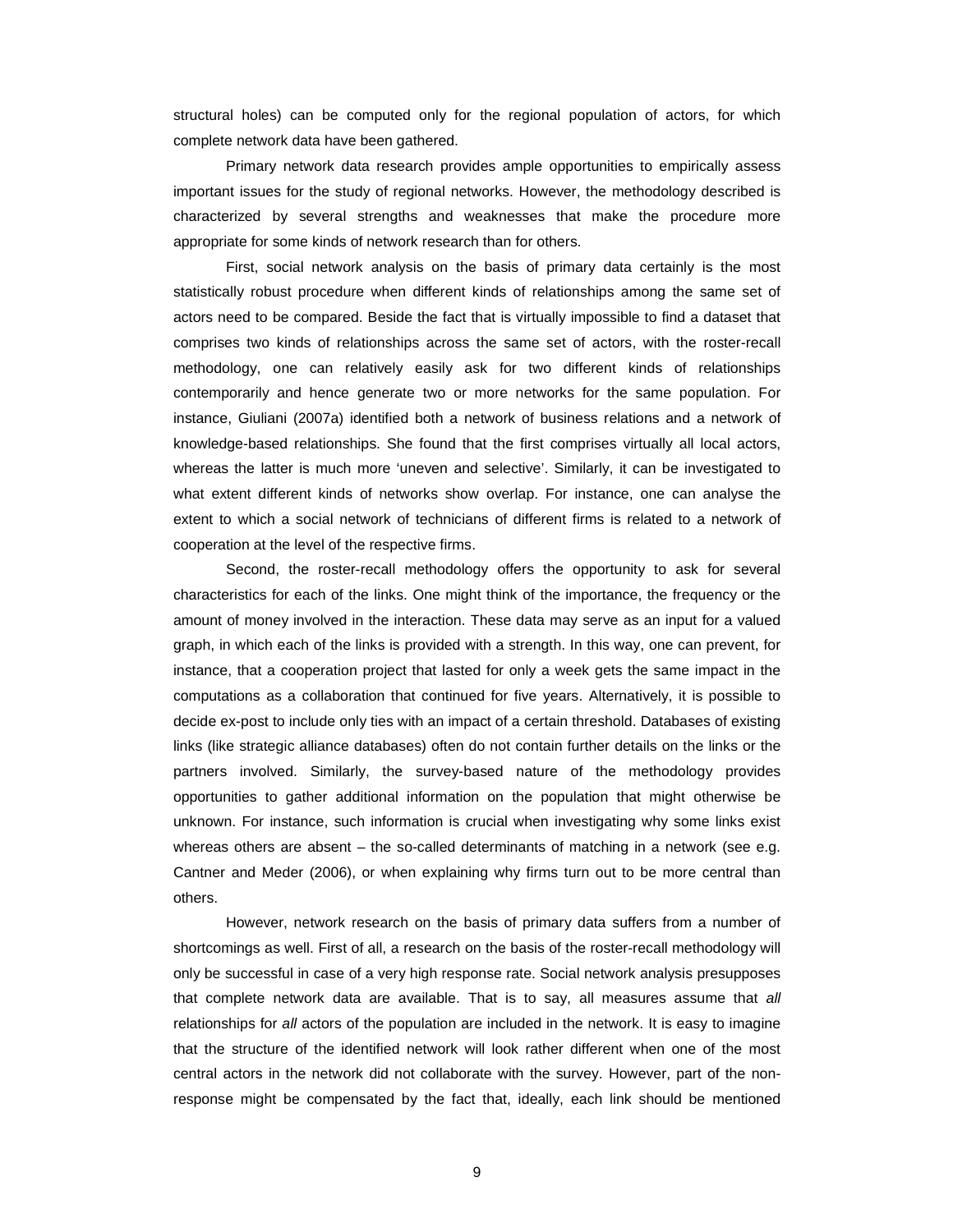structural holes) can be computed only for the regional population of actors, for which complete network data have been gathered.

Primary network data research provides ample opportunities to empirically assess important issues for the study of regional networks. However, the methodology described is characterized by several strengths and weaknesses that make the procedure more appropriate for some kinds of network research than for others.

First, social network analysis on the basis of primary data certainly is the most statistically robust procedure when different kinds of relationships among the same set of actors need to be compared. Beside the fact that is virtually impossible to find a dataset that comprises two kinds of relationships across the same set of actors, with the roster-recall methodology, one can relatively easily ask for two different kinds of relationships contemporarily and hence generate two or more networks for the same population. For instance, Giuliani (2007a) identified both a network of business relations and a network of knowledge-based relationships. She found that the first comprises virtually all local actors, whereas the latter is much more 'uneven and selective'. Similarly, it can be investigated to what extent different kinds of networks show overlap. For instance, one can analyse the extent to which a social network of technicians of different firms is related to a network of cooperation at the level of the respective firms.

Second, the roster-recall methodology offers the opportunity to ask for several characteristics for each of the links. One might think of the importance, the frequency or the amount of money involved in the interaction. These data may serve as an input for a valued graph, in which each of the links is provided with a strength. In this way, one can prevent, for instance, that a cooperation project that lasted for only a week gets the same impact in the computations as a collaboration that continued for five years. Alternatively, it is possible to decide ex-post to include only ties with an impact of a certain threshold. Databases of existing links (like strategic alliance databases) often do not contain further details on the links or the partners involved. Similarly, the survey-based nature of the methodology provides opportunities to gather additional information on the population that might otherwise be unknown. For instance, such information is crucial when investigating why some links exist whereas others are absent – the so-called determinants of matching in a network (see e.g. Cantner and Meder (2006), or when explaining why firms turn out to be more central than others.

However, network research on the basis of primary data suffers from a number of shortcomings as well. First of all, a research on the basis of the roster-recall methodology will only be successful in case of a very high response rate. Social network analysis presupposes that complete network data are available. That is to say, all measures assume that *all* relationships for *all* actors of the population are included in the network. It is easy to imagine that the structure of the identified network will look rather different when one of the most central actors in the network did not collaborate with the survey. However, part of the non-response might be compensated by the fact that, ideally, each link should be mentioned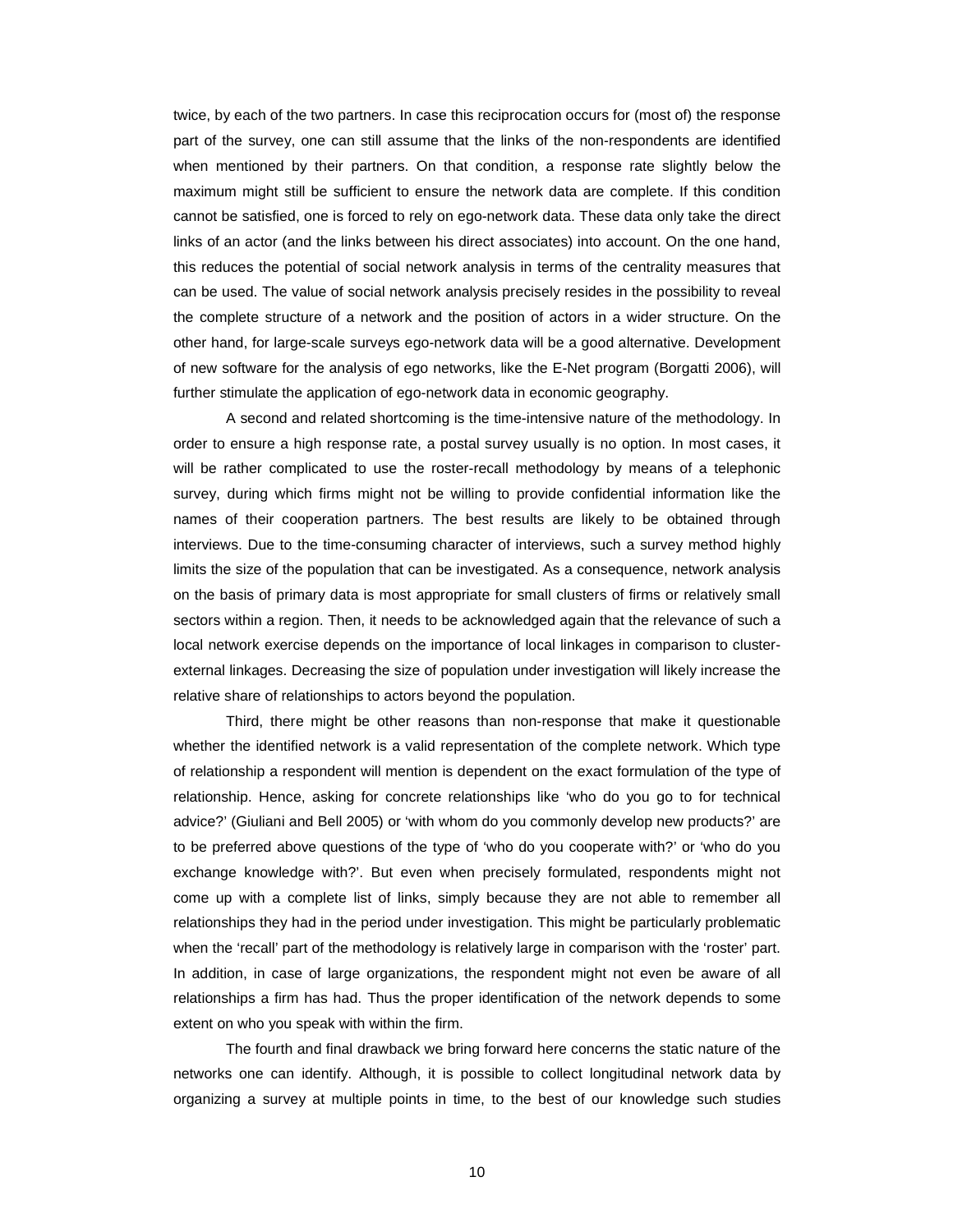twice, by each of the two partners. In case this reciprocation occurs for (most of) the response part of the survey, one can still assume that the links of the non-respondents are identified when mentioned by their partners. On that condition, a response rate slightly below the maximum might still be sufficient to ensure the network data are complete. If this condition cannot be satisfied, one is forced to rely on ego-network data. These data only take the direct links of an actor (and the links between his direct associates) into account. On the one hand, this reduces the potential of social network analysis in terms of the centrality measures that can be used. The value of social network analysis precisely resides in the possibility to reveal the complete structure of a network and the position of actors in a wider structure. On the other hand, for large-scale surveys ego-network data will be a good alternative. Development of new software for the analysis of ego networks, like the E-Net program (Borgatti 2006), will further stimulate the application of ego-network data in economic geography.

A second and related shortcoming is the time-intensive nature of the methodology. In order to ensure a high response rate, a postal survey usually is no option. In most cases, it will be rather complicated to use the roster-recall methodology by means of a telephonic survey, during which firms might not be willing to provide confidential information like the names of their cooperation partners. The best results are likely to be obtained through interviews. Due to the time-consuming character of interviews, such a survey method highly limits the size of the population that can be investigated. As a consequence, network analysis on the basis of primary data is most appropriate for small clusters of firms or relatively small sectors within a region. Then, it needs to be acknowledged again that the relevance of such a local network exercise depends on the importance of local linkages in comparison to cluster-external linkages. Decreasing the size of population under investigation will likely increase the relative share of relationships to actors beyond the population.

Third, there might be other reasons than non-response that make it questionable whether the identified network is a valid representation of the complete network. Which type of relationship a respondent will mention is dependent on the exact formulation of the type of relationship. Hence, asking for concrete relationships like 'who do you go to for technical advice?' (Giuliani and Bell 2005) or 'with whom do you commonly develop new products?' are to be preferred above questions of the type of 'who do you cooperate with?' or 'who do you exchange knowledge with?'. But even when precisely formulated, respondents might not come up with a complete list of links, simply because they are not able to remember all relationships they had in the period under investigation. This might be particularly problematic when the 'recall' part of the methodology is relatively large in comparison with the 'roster' part. In addition, in case of large organizations, the respondent might not even be aware of all relationships a firm has had. Thus the proper identification of the network depends to some extent on who you speak with within the firm.

The fourth and final drawback we bring forward here concerns the static nature of the networks one can identify. Although, it is possible to collect longitudinal network data by organizing a survey at multiple points in time, to the best of our knowledge such studies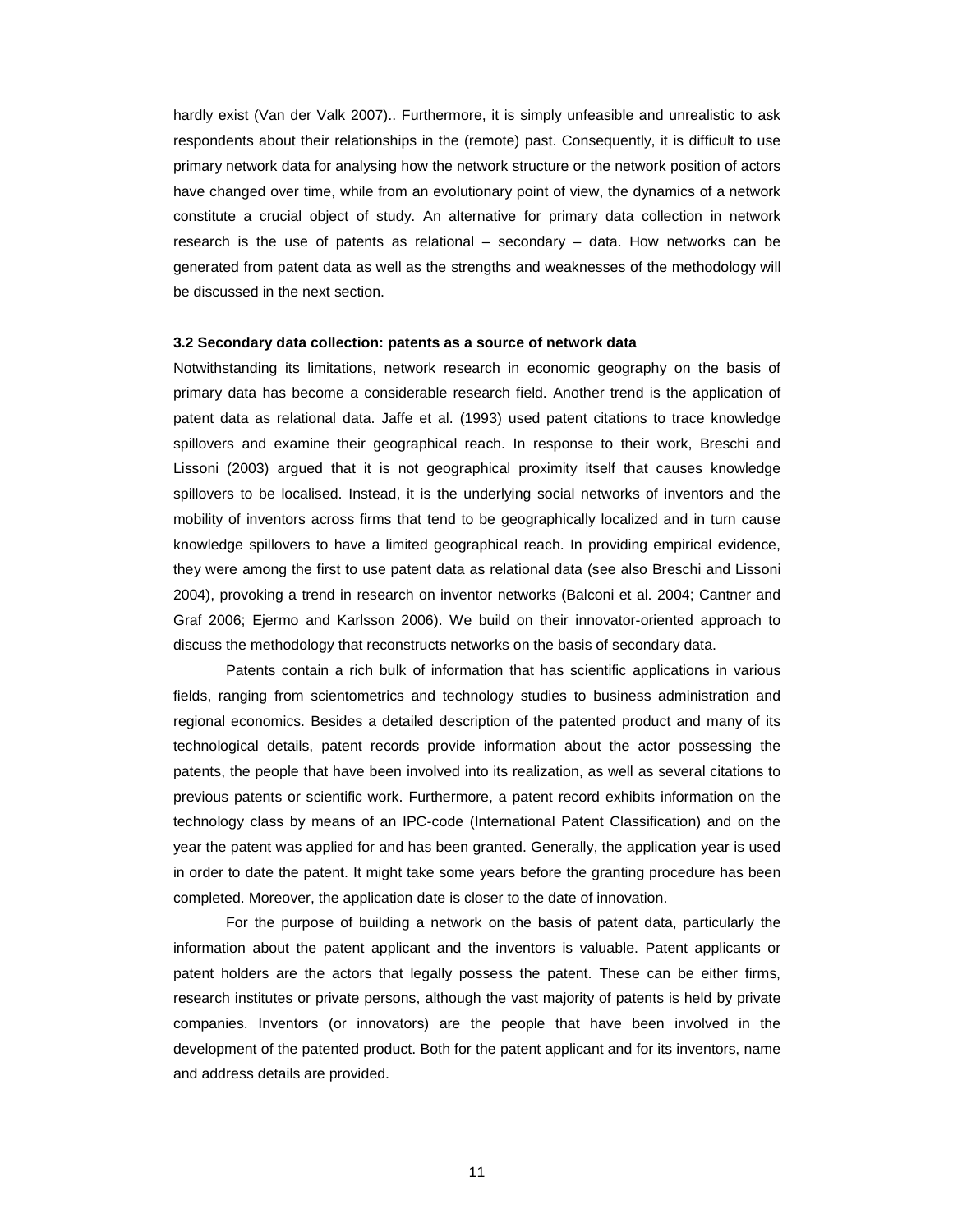hardly exist (Van der Valk 2007).. Furthermore, it is simply unfeasible and unrealistic to ask respondents about their relationships in the (remote) past. Consequently, it is difficult to use primary network data for analysing how the network structure or the network position of actors have changed over time, while from an evolutionary point of view, the dynamics of a network constitute a crucial object of study. An alternative for primary data collection in network research is the use of patents as relational – secondary – data. How networks can be generated from patent data as well as the strengths and weaknesses of the methodology will be discussed in the next section.

### 3.2 Secondary data collection: patents as a source of network data

Notwithstanding its limitations, network research in economic geography on the basis of primary data has become a considerable research field. Another trend is the application of patent data as relational data. Jaffe et al. (1993) used patent citations to trace knowledge spillovers and examine their geographical reach. In response to their work, Breschi and Lissoni (2003) argued that it is not geographical proximity itself that causes knowledge spillovers to be localised. Instead, it is the underlying social networks of inventors and the mobility of inventors across firms that tend to be geographically localized and in turn cause knowledge spillovers to have a limited geographical reach. In providing empirical evidence, they were among the first to use patent data as relational data (see also Breschi and Lissoni 2004), provoking a trend in research on inventor networks (Balconi et al. 2004; Cantner and Graf 2006; Ejermo and Karlsson 2006). We build on their innovator-oriented approach to discuss the methodology that reconstructs networks on the basis of secondary data.

Patents contain a rich bulk of information that has scientific applications in various fields, ranging from scientometrics and technology studies to business administration and regional economics. Besides a detailed description of the patented product and many of its technological details, patent records provide information about the actor possessing the patents, the people that have been involved into its realization, as well as several citations to previous patents or scientific work. Furthermore, a patent record exhibits information on the technology class by means of an IPC-code (International Patent Classification) and on the year the patent was applied for and has been granted. Generally, the application year is used in order to date the patent. It might take some years before the granting procedure has been completed. Moreover, the application date is closer to the date of innovation.

For the purpose of building a network on the basis of patent data, particularly the information about the patent applicant and the inventors is valuable. Patent applicants or patent holders are the actors that legally possess the patent. These can be either firms, research institutes or private persons, although the vast majority of patents is held by private companies. Inventors (or innovators) are the people that have been involved in the development of the patented product. Both for the patent applicant and for its inventors, name and address details are provided.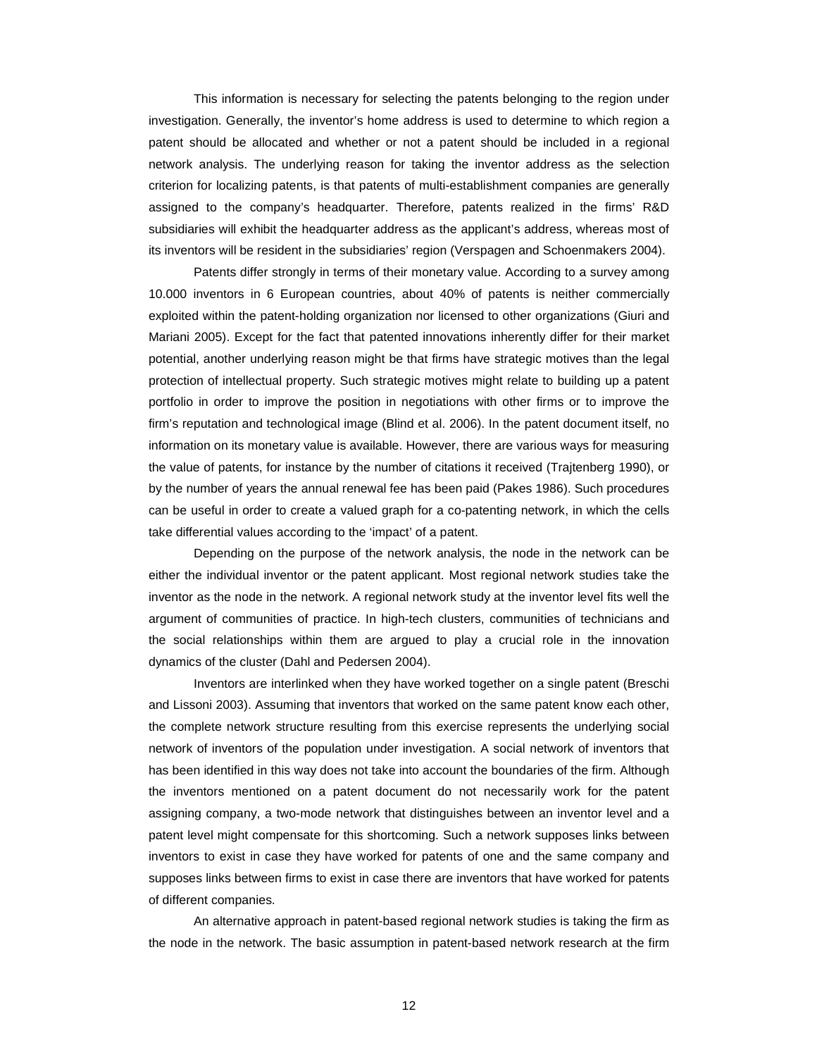This information is necessary for selecting the patents belonging to the region under investigation. Generally, the inventor's home address is used to determine to which region a patent should be allocated and whether or not a patent should be included in a regional network analysis. The underlying reason for taking the inventor address as the selection criterion for localizing patents, is that patents of multi-establishment companies are generally assigned to the company's headquarter. Therefore, patents realized in the firms' R&D subsidiaries will exhibit the headquarter address as the applicant's address, whereas most of its inventors will be resident in the subsidiaries' region (Verspagen and Schoenmakers 2004).

Patents differ strongly in terms of their monetary value. According to a survey among 10.000 inventors in 6 European countries, about 40% of patents is neither commercially exploited within the patent-holding organization nor licensed to other organizations (Giuri and Mariani 2005). Except for the fact that patented innovations inherently differ for their market potential, another underlying reason might be that firms have strategic motives than the legal protection of intellectual property. Such strategic motives might relate to building up a patent portfolio in order to improve the position in negotiations with other firms or to improve the firm's reputation and technological image (Blind et al. 2006). In the patent document itself, no information on its monetary value is available. However, there are various ways for measuring the value of patents, for instance by the number of citations it received (Trajtenberg 1990), or by the number of years the annual renewal fee has been paid (Pakes 1986). Such procedures can be useful in order to create a valued graph for a co-patenting network, in which the cells take differential values according to the 'impact' of a patent.

Depending on the purpose of the network analysis, the node in the network can be either the individual inventor or the patent applicant. Most regional network studies take the inventor as the node in the network. A regional network study at the inventor level fits well the argument of communities of practice. In high-tech clusters, communities of technicians and the social relationships within them are argued to play a crucial role in the innovation dynamics of the cluster (Dahl and Pedersen 2004).

Inventors are interlinked when they have worked together on a single patent (Breschi and Lissoni 2003). Assuming that inventors that worked on the same patent know each other, the complete network structure resulting from this exercise represents the underlying social network of inventors of the population under investigation. A social network of inventors that has been identified in this way does not take into account the boundaries of the firm. Although the inventors mentioned on a patent document do not necessarily work for the patent assigning company, a two-mode network that distinguishes between an inventor level and a patent level might compensate for this shortcoming. Such a network supposes links between inventors to exist in case they have worked for patents of one and the same company and supposes links between firms to exist in case there are inventors that have worked for patents of different companies.

An alternative approach in patent-based regional network studies is taking the firm as the node in the network. The basic assumption in patent-based network research at the firm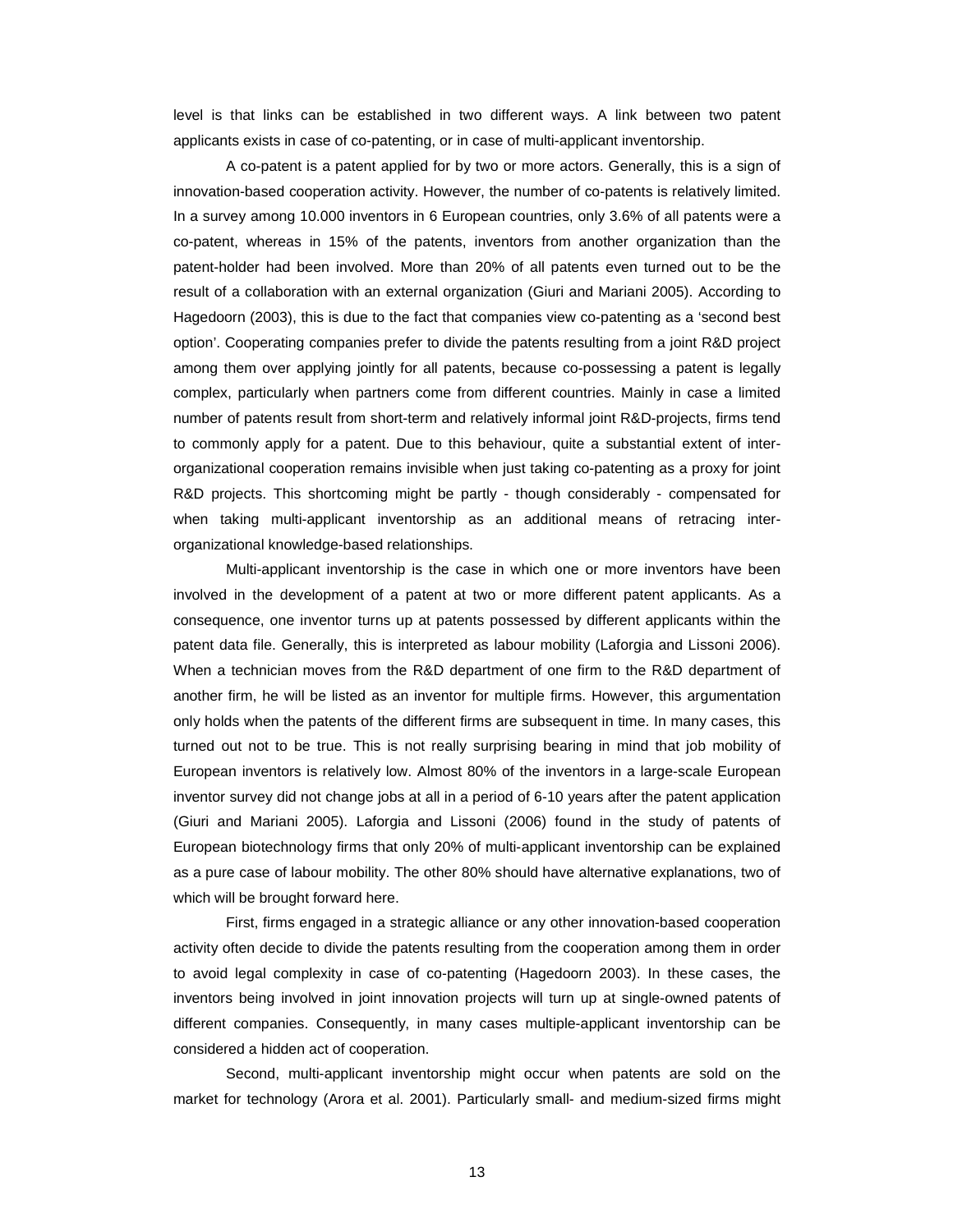level is that links can be established in two different ways. A link between two patent applicants exists in case of co-patenting, or in case of multi-applicant inventorship.

A co-patent is a patent applied for by two or more actors. Generally, this is a sign of innovation-based cooperation activity. However, the number of co-patents is relatively limited. In a survey among 10.000 inventors in 6 European countries, only 3.6% of all patents were a co-patent, whereas in 15% of the patents, inventors from another organization than the patent-holder had been involved. More than 20% of all patents even turned out to be the result of a collaboration with an external organization (Giuri and Mariani 2005). According to Hagedoorn (2003), this is due to the fact that companies view co-patenting as a 'second best option'. Cooperating companies prefer to divide the patents resulting from a joint R&D project among them over applying jointly for all patents, because co-possessing a patent is legally complex, particularly when partners come from different countries. Mainly in case a limited number of patents result from short-term and relatively informal joint R&D-projects, firms tend to commonly apply for a patent. Due to this behaviour, quite a substantial extent of inter-organizational cooperation remains invisible when just taking co-patenting as a proxy for joint R&D projects. This shortcoming might be partly - though considerably - compensated for when taking multi-applicant inventorship as an additional means of retracing inter-organizational knowledge-based relationships.

Multi-applicant inventorship is the case in which one or more inventors have been involved in the development of a patent at two or more different patent applicants. As a consequence, one inventor turns up at patents possessed by different applicants within the patent data file. Generally, this is interpreted as labour mobility (Laforgia and Lissoni 2006). When a technician moves from the R&D department of one firm to the R&D department of another firm, he will be listed as an inventor for multiple firms. However, this argumentation only holds when the patents of the different firms are subsequent in time. In many cases, this turned out not to be true. This is not really surprising bearing in mind that job mobility of European inventors is relatively low. Almost 80% of the inventors in a large-scale European inventor survey did not change jobs at all in a period of 6-10 years after the patent application (Giuri and Mariani 2005). Laforgia and Lissoni (2006) found in the study of patents of European biotechnology firms that only 20% of multi-applicant inventorship can be explained as a pure case of labour mobility. The other 80% should have alternative explanations, two of which will be brought forward here.

First, firms engaged in a strategic alliance or any other innovation-based cooperation activity often decide to divide the patents resulting from the cooperation among them in order to avoid legal complexity in case of co-patenting (Hagedoorn 2003). In these cases, the inventors being involved in joint innovation projects will turn up at single-owned patents of different companies. Consequently, in many cases multiple-applicant inventorship can be considered a hidden act of cooperation.

Second, multi-applicant inventorship might occur when patents are sold on the market for technology (Arora et al. 2001). Particularly small- and medium-sized firms might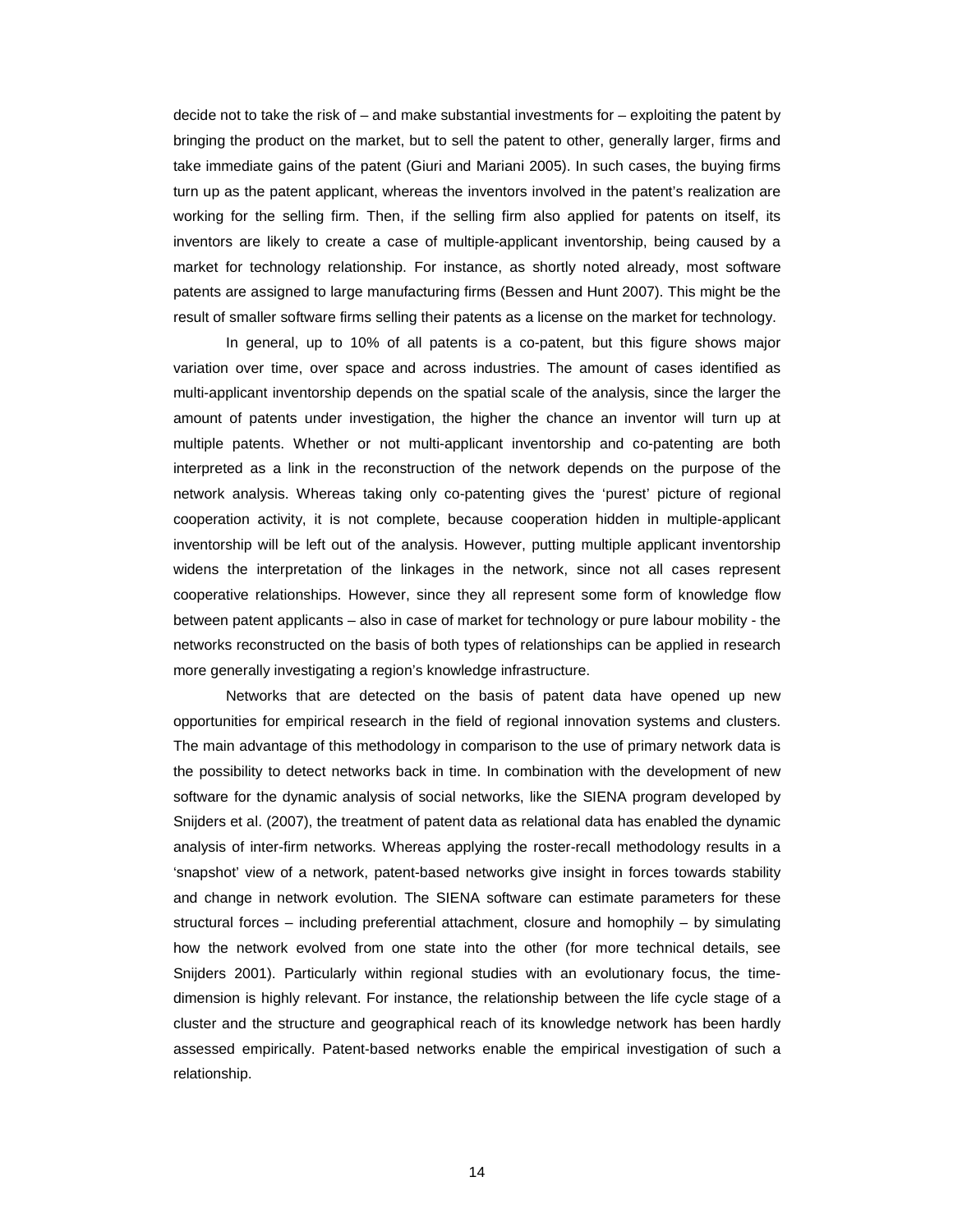decide not to take the risk of – and make substantial investments for – exploiting the patent by bringing the product on the market, but to sell the patent to other, generally larger, firms and take immediate gains of the patent (Giuri and Mariani 2005). In such cases, the buying firms turn up as the patent applicant, whereas the inventors involved in the patent's realization are working for the selling firm. Then, if the selling firm also applied for patents on itself, its inventors are likely to create a case of multiple-applicant inventorship, being caused by a market for technology relationship. For instance, as shortly noted already, most software patents are assigned to large manufacturing firms (Bessen and Hunt 2007). This might be the result of smaller software firms selling their patents as a license on the market for technology.

In general, up to 10% of all patents is a co-patent, but this figure shows major variation over time, over space and across industries. The amount of cases identified as multi-applicant inventorship depends on the spatial scale of the analysis, since the larger the amount of patents under investigation, the higher the chance an inventor will turn up at multiple patents. Whether or not multi-applicant inventorship and co-patenting are both interpreted as a link in the reconstruction of the network depends on the purpose of the network analysis. Whereas taking only co-patenting gives the 'purest' picture of regional cooperation activity, it is not complete, because cooperation hidden in multiple-applicant inventorship will be left out of the analysis. However, putting multiple applicant inventorship widens the interpretation of the linkages in the network, since not all cases represent cooperative relationships. However, since they all represent some form of knowledge flow between patent applicants – also in case of market for technology or pure labour mobility - the networks reconstructed on the basis of both types of relationships can be applied in research more generally investigating a region's knowledge infrastructure.

Networks that are detected on the basis of patent data have opened up new opportunities for empirical research in the field of regional innovation systems and clusters. The main advantage of this methodology in comparison to the use of primary network data is the possibility to detect networks back in time. In combination with the development of new software for the dynamic analysis of social networks, like the SIENA program developed by Snijders et al. (2007), the treatment of patent data as relational data has enabled the dynamic analysis of inter-firm networks. Whereas applying the roster-recall methodology results in a 'snapshot' view of a network, patent-based networks give insight in forces towards stability and change in network evolution. The SIENA software can estimate parameters for these structural forces – including preferential attachment, closure and homophily – by simulating how the network evolved from one state into the other (for more technical details, see Snijders 2001). Particularly within regional studies with an evolutionary focus, the time-dimension is highly relevant. For instance, the relationship between the life cycle stage of a cluster and the structure and geographical reach of its knowledge network has been hardly assessed empirically. Patent-based networks enable the empirical investigation of such a relationship.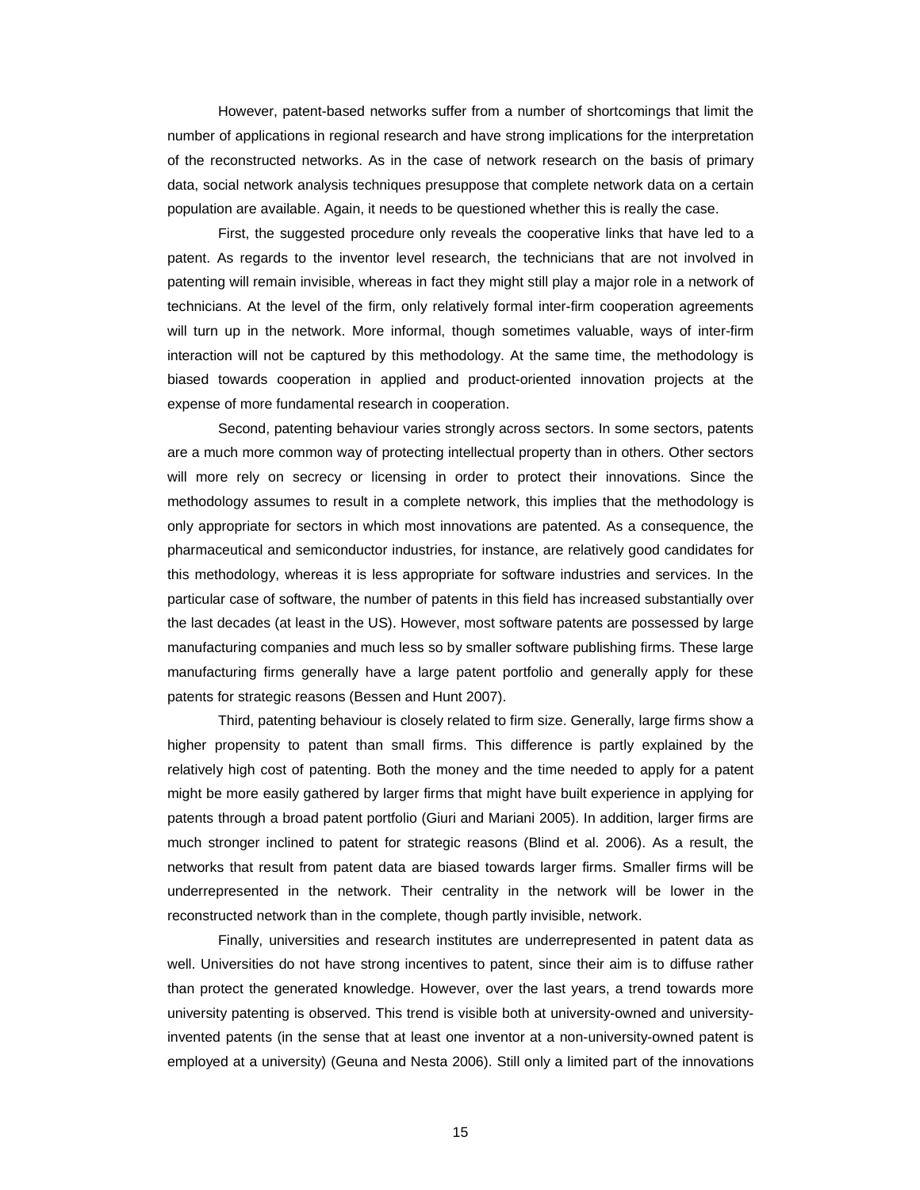However, patent-based networks suffer from a number of shortcomings that limit the number of applications in regional research and have strong implications for the interpretation of the reconstructed networks. As in the case of network research on the basis of primary data, social network analysis techniques presuppose that complete network data on a certain population are available. Again, it needs to be questioned whether this is really the case.

First, the suggested procedure only reveals the cooperative links that have led to a patent. As regards to the inventor level research, the technicians that are not involved in patenting will remain invisible, whereas in fact they might still play a major role in a network of technicians. At the level of the firm, only relatively formal inter-firm cooperation agreements will turn up in the network. More informal, though sometimes valuable, ways of inter-firm interaction will not be captured by this methodology. At the same time, the methodology is biased towards cooperation in applied and product-oriented innovation projects at the expense of more fundamental research in cooperation.

Second, patenting behaviour varies strongly across sectors. In some sectors, patents are a much more common way of protecting intellectual property than in others. Other sectors will more rely on secrecy or licensing in order to protect their innovations. Since the methodology assumes to result in a complete network, this implies that the methodology is only appropriate for sectors in which most innovations are patented. As a consequence, the pharmaceutical and semiconductor industries, for instance, are relatively good candidates for this methodology, whereas it is less appropriate for software industries and services. In the particular case of software, the number of patents in this field has increased substantially over the last decades (at least in the US). However, most software patents are possessed by large manufacturing companies and much less so by smaller software publishing firms. These large manufacturing firms generally have a large patent portfolio and generally apply for these patents for strategic reasons (Bessen and Hunt 2007).

Third, patenting behaviour is closely related to firm size. Generally, large firms show a higher propensity to patent than small firms. This difference is partly explained by the relatively high cost of patenting. Both the money and the time needed to apply for a patent might be more easily gathered by larger firms that might have built experience in applying for patents through a broad patent portfolio (Giuri and Mariani 2005). In addition, larger firms are much stronger inclined to patent for strategic reasons (Blind et al. 2006). As a result, the networks that result from patent data are biased towards larger firms. Smaller firms will be underrepresented in the network. Their centrality in the network will be lower in the reconstructed network than in the complete, though partly invisible, network.

Finally, universities and research institutes are underrepresented in patent data as well. Universities do not have strong incentives to patent, since their aim is to diffuse rather than protect the generated knowledge. However, over the last years, a trend towards more university patenting is observed. This trend is visible both at university-owned and university-invented patents (in the sense that at least one inventor at a non-university-owned patent is employed at a university) (Geuna and Nesta 2006). Still only a limited part of the innovations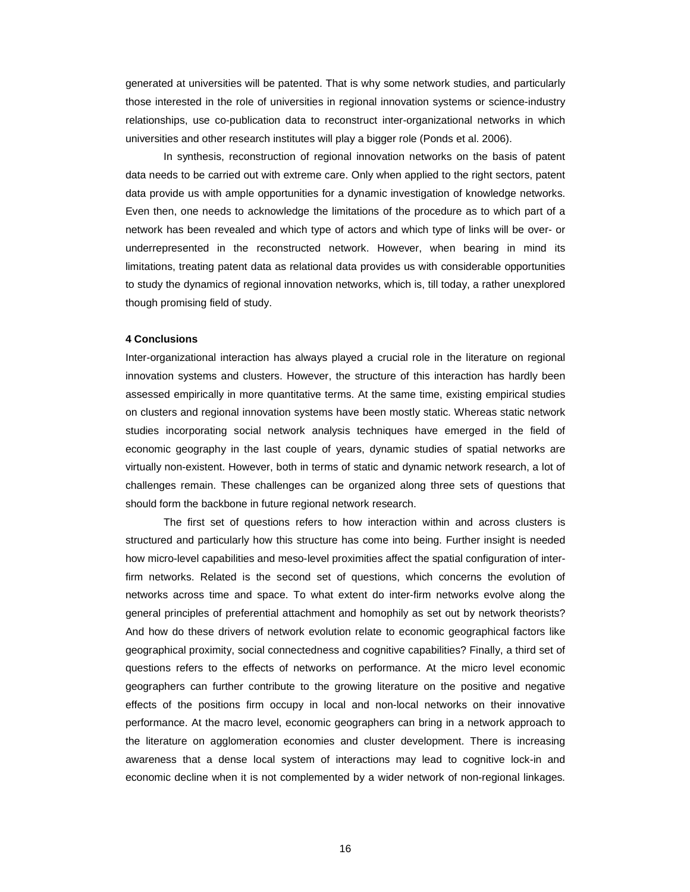generated at universities will be patented. That is why some network studies, and particularly those interested in the role of universities in regional innovation systems or science-industry relationships, use co-publication data to reconstruct inter-organizational networks in which universities and other research institutes will play a bigger role (Ponds et al. 2006).

In synthesis, reconstruction of regional innovation networks on the basis of patent data needs to be carried out with extreme care. Only when applied to the right sectors, patent data provide us with ample opportunities for a dynamic investigation of knowledge networks. Even then, one needs to acknowledge the limitations of the procedure as to which part of a network has been revealed and which type of actors and which type of links will be over- or underrepresented in the reconstructed network. However, when bearing in mind its limitations, treating patent data as relational data provides us with considerable opportunities to study the dynamics of regional innovation networks, which is, till today, a rather unexplored though promising field of study.

## 4 Conclusions

Inter-organizational interaction has always played a crucial role in the literature on regional innovation systems and clusters. However, the structure of this interaction has hardly been assessed empirically in more quantitative terms. At the same time, existing empirical studies on clusters and regional innovation systems have been mostly static. Whereas static network studies incorporating social network analysis techniques have emerged in the field of economic geography in the last couple of years, dynamic studies of spatial networks are virtually non-existent. However, both in terms of static and dynamic network research, a lot of challenges remain. These challenges can be organized along three sets of questions that should form the backbone in future regional network research.

The first set of questions refers to how interaction within and across clusters is structured and particularly how this structure has come into being. Further insight is needed how micro-level capabilities and meso-level proximities affect the spatial configuration of inter-firm networks. Related is the second set of questions, which concerns the evolution of networks across time and space. To what extent do inter-firm networks evolve along the general principles of preferential attachment and homophily as set out by network theorists? And how do these drivers of network evolution relate to economic geographical factors like geographical proximity, social connectedness and cognitive capabilities? Finally, a third set of questions refers to the effects of networks on performance. At the micro level economic geographers can further contribute to the growing literature on the positive and negative effects of the positions firm occupy in local and non-local networks on their innovative performance. At the macro level, economic geographers can bring in a network approach to the literature on agglomeration economies and cluster development. There is increasing awareness that a dense local system of interactions may lead to cognitive lock-in and economic decline when it is not complemented by a wider network of non-regional linkages.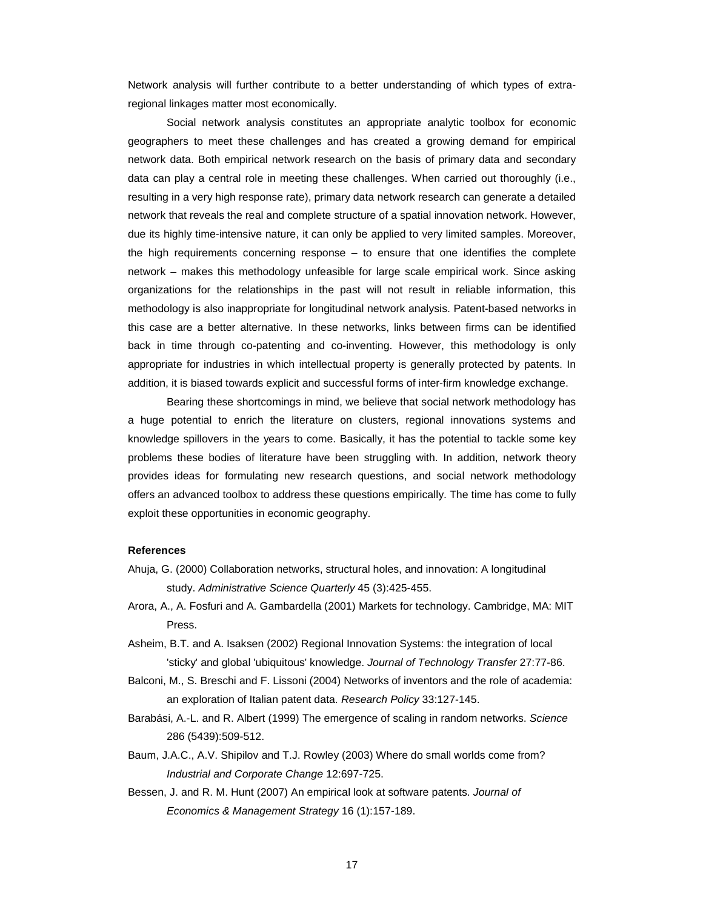Network analysis will further contribute to a better understanding of which types of extra-regional linkages matter most economically.

Social network analysis constitutes an appropriate analytic toolbox for economic geographers to meet these challenges and has created a growing demand for empirical network data. Both empirical network research on the basis of primary data and secondary data can play a central role in meeting these challenges. When carried out thoroughly (i.e., resulting in a very high response rate), primary data network research can generate a detailed network that reveals the real and complete structure of a spatial innovation network. However, due its highly time-intensive nature, it can only be applied to very limited samples. Moreover, the high requirements concerning response – to ensure that one identifies the complete network – makes this methodology unfeasible for large scale empirical work. Since asking organizations for the relationships in the past will not result in reliable information, this methodology is also inappropriate for longitudinal network analysis. Patent-based networks in this case are a better alternative. In these networks, links between firms can be identified back in time through co-patenting and co-inventing. However, this methodology is only appropriate for industries in which intellectual property is generally protected by patents. In addition, it is biased towards explicit and successful forms of inter-firm knowledge exchange.

Bearing these shortcomings in mind, we believe that social network methodology has a huge potential to enrich the literature on clusters, regional innovations systems and knowledge spillovers in the years to come. Basically, it has the potential to tackle some key problems these bodies of literature have been struggling with. In addition, network theory provides ideas for formulating new research questions, and social network methodology offers an advanced toolbox to address these questions empirically. The time has come to fully exploit these opportunities in economic geography.

**References**

Ahuja, G. (2000) Collaboration networks, structural holes, and innovation: A longitudinal study. *Administrative Science Quarterly* 45 (3):425-455.

Arora, A., A. Fosfuri and A. Gambardella (2001) Markets for technology. Cambridge, MA: MIT Press.

Asheim, B.T. and A. Isaksen (2002) Regional Innovation Systems: the integration of local 'sticky' and global 'ubiquitous' knowledge. *Journal of Technology Transfer* 27:77-86.

Balconi, M., S. Breschi and F. Lissoni (2004) Networks of inventors and the role of academia: an exploration of Italian patent data. *Research Policy* 33:127-145.

Barabási, A.-L. and R. Albert (1999) The emergence of scaling in random networks. *Science* 286 (5439):509-512.

Baum, J.A.C., A.V. Shipilov and T.J. Rowley (2003) Where do small worlds come from? *Industrial and Corporate Change* 12:697-725.

Bessen, J. and R. M. Hunt (2007) An empirical look at software patents. *Journal of Economics & Management Strategy* 16 (1):157-189.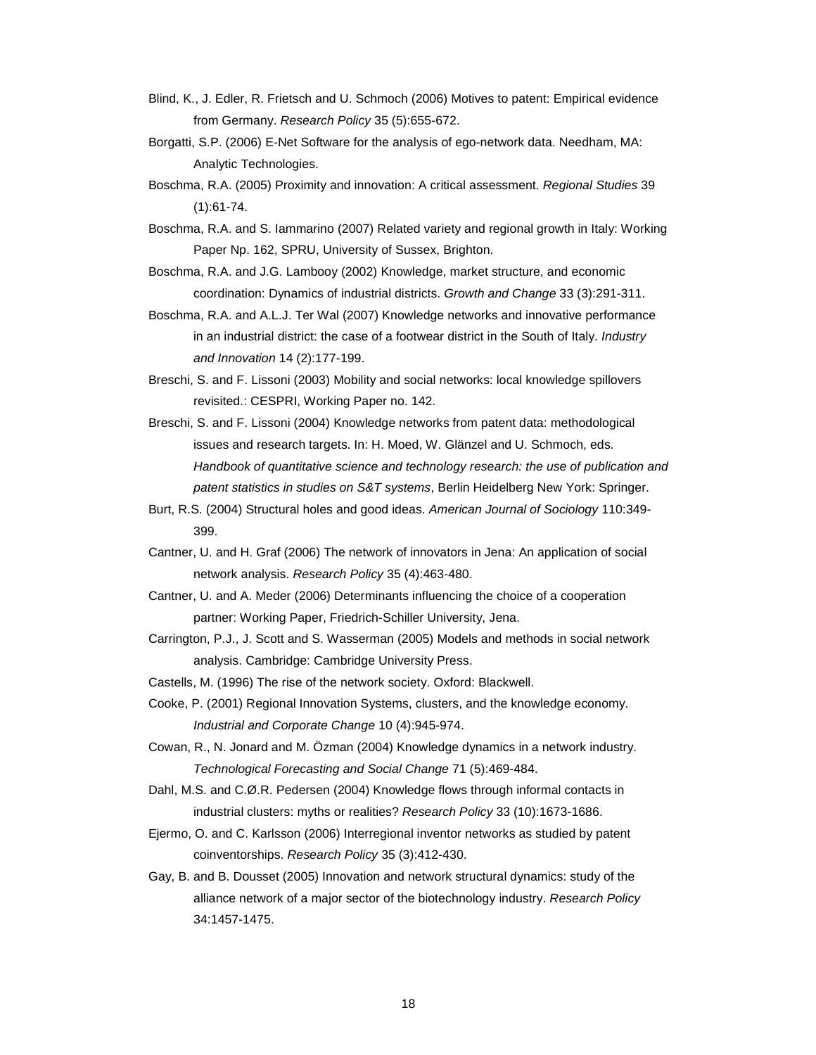Blind, K., J. Edler, R. Frietsch and U. Schmoch (2006) Motives to patent: Empirical evidence from Germany. *Research Policy* 35 (5):655-672.

Borgatti, S.P. (2006) E-Net Software for the analysis of ego-network data. Needham, MA: Analytic Technologies.

Boschma, R.A. (2005) Proximity and innovation: A critical assessment. *Regional Studies* 39 (1):61-74.

Boschma, R.A. and S. Iammarino (2007) Related variety and regional growth in Italy: Working Paper Np. 162, SPRU, University of Sussex, Brighton.

Boschma, R.A. and J.G. Lambooy (2002) Knowledge, market structure, and economic coordination: Dynamics of industrial districts. *Growth and Change* 33 (3):291-311.

Boschma, R.A. and A.L.J. Ter Wal (2007) Knowledge networks and innovative performance in an industrial district: the case of a footwear district in the South of Italy. *Industry and Innovation* 14 (2):177-199.

Breschi, S. and F. Lissoni (2003) Mobility and social networks: local knowledge spillovers revisited.: CESPRI, Working Paper no. 142.

Breschi, S. and F. Lissoni (2004) Knowledge networks from patent data: methodological issues and research targets. In: H. Moed, W. Glänzel and U. Schmoch, eds. *Handbook of quantitative science and technology research: the use of publication and patent statistics in studies on S&T systems*, Berlin Heidelberg New York: Springer.

Burt, R.S. (2004) Structural holes and good ideas. *American Journal of Sociology* 110:349-399.

Cantner, U. and H. Graf (2006) The network of innovators in Jena: An application of social network analysis. *Research Policy* 35 (4):463-480.

Cantner, U. and A. Meder (2006) Determinants influencing the choice of a cooperation partner: Working Paper, Friedrich-Schiller University, Jena.

Carrington, P.J., J. Scott and S. Wasserman (2005) Models and methods in social network analysis. Cambridge: Cambridge University Press.

Castells, M. (1996) The rise of the network society. Oxford: Blackwell.

Cooke, P. (2001) Regional Innovation Systems, clusters, and the knowledge economy. *Industrial and Corporate Change* 10 (4):945-974.

Cowan, R., N. Jonard and M. Özman (2004) Knowledge dynamics in a network industry. *Technological Forecasting and Social Change* 71 (5):469-484.

Dahl, M.S. and C.Ø.R. Pedersen (2004) Knowledge flows through informal contacts in industrial clusters: myths or realities? *Research Policy* 33 (10):1673-1686.

Ejermo, O. and C. Karlsson (2006) Interregional inventor networks as studied by patent coinventorships. *Research Policy* 35 (3):412-430.

Gay, B. and B. Dousset (2005) Innovation and network structural dynamics: study of the alliance network of a major sector of the biotechnology industry. *Research Policy* 34:1457-1475.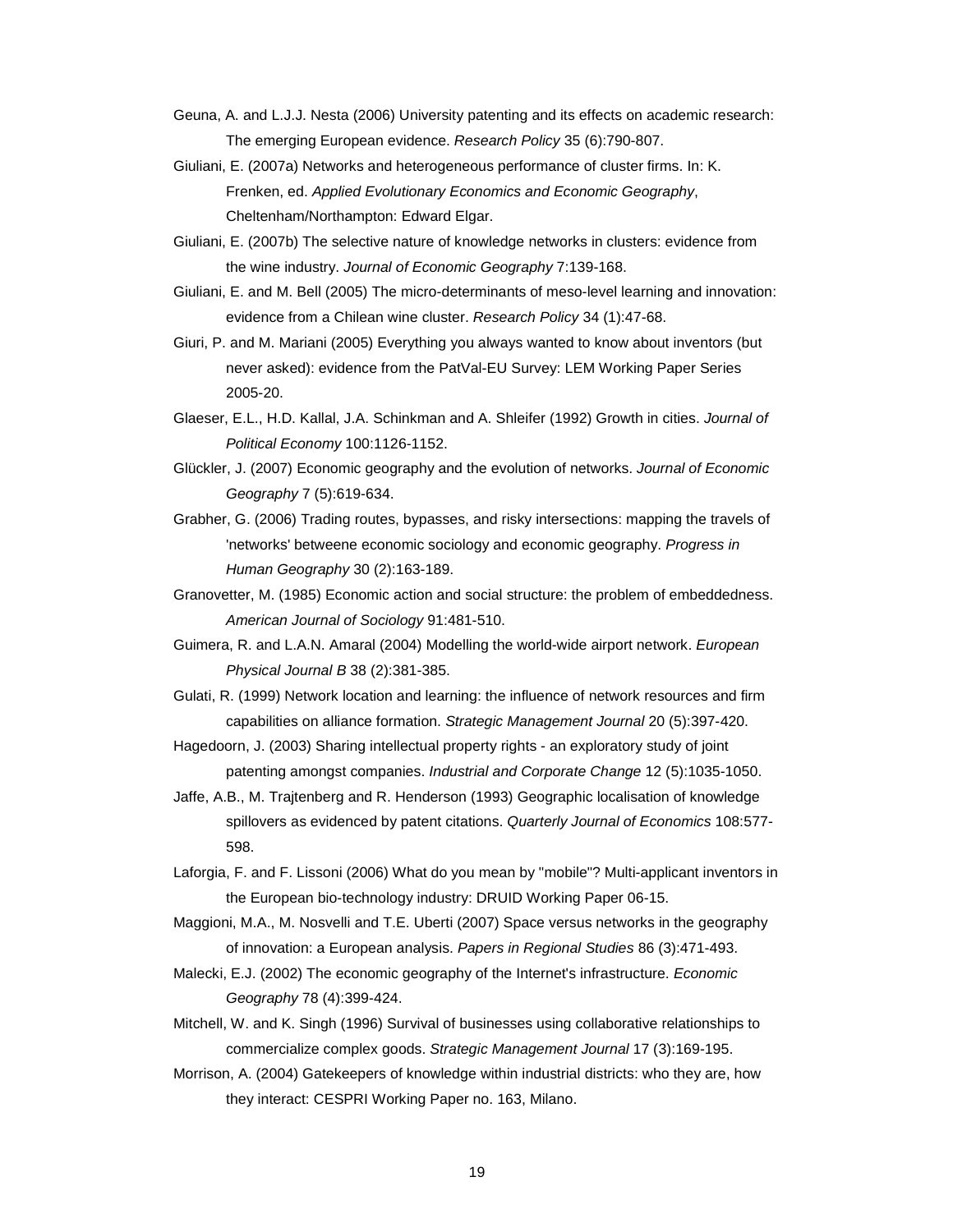Geuna, A. and L.J.J. Nesta (2006) University patenting and its effects on academic research: The emerging European evidence. *Research Policy* 35 (6):790-807.

Giuliani, E. (2007a) Networks and heterogeneous performance of cluster firms. In: K. Frenken, ed. *Applied Evolutionary Economics and Economic Geography*, Cheltenham/Northampton: Edward Elgar.

Giuliani, E. (2007b) The selective nature of knowledge networks in clusters: evidence from the wine industry. *Journal of Economic Geography* 7:139-168.

Giuliani, E. and M. Bell (2005) The micro-determinants of meso-level learning and innovation: evidence from a Chilean wine cluster. *Research Policy* 34 (1):47-68.

Giuri, P. and M. Mariani (2005) Everything you always wanted to know about inventors (but never asked): evidence from the PatVal-EU Survey: LEM Working Paper Series 2005-20.

Glaeser, E.L., H.D. Kallal, J.A. Schinkman and A. Shleifer (1992) Growth in cities. *Journal of Political Economy* 100:1126-1152.

Glückler, J. (2007) Economic geography and the evolution of networks. *Journal of Economic Geography* 7 (5):619-634.

Grabher, G. (2006) Trading routes, bypasses, and risky intersections: mapping the travels of 'networks' betweene economic sociology and economic geography. *Progress in Human Geography* 30 (2):163-189.

Granovetter, M. (1985) Economic action and social structure: the problem of embeddedness. *American Journal of Sociology* 91:481-510.

Guimera, R. and L.A.N. Amaral (2004) Modelling the world-wide airport network. *European Physical Journal B* 38 (2):381-385.

Gulati, R. (1999) Network location and learning: the influence of network resources and firm capabilities on alliance formation. *Strategic Management Journal* 20 (5):397-420.

Hagedoorn, J. (2003) Sharing intellectual property rights - an exploratory study of joint patenting amongst companies. *Industrial and Corporate Change* 12 (5):1035-1050.

Jaffe, A.B., M. Trajtenberg and R. Henderson (1993) Geographic localisation of knowledge spillovers as evidenced by patent citations. *Quarterly Journal of Economics* 108:577-598.

Laforgia, F. and F. Lissoni (2006) What do you mean by "mobile"? Multi-applicant inventors in the European bio-technology industry: DRUID Working Paper 06-15.

Maggioni, M.A., M. Nosvelli and T.E. Uberti (2007) Space versus networks in the geography of innovation: a European analysis. *Papers in Regional Studies* 86 (3):471-493.

Malecki, E.J. (2002) The economic geography of the Internet's infrastructure. *Economic Geography* 78 (4):399-424.

Mitchell, W. and K. Singh (1996) Survival of businesses using collaborative relationships to commercialize complex goods. *Strategic Management Journal* 17 (3):169-195.

Morrison, A. (2004) Gatekeepers of knowledge within industrial districts: who they are, how they interact: CESPRI Working Paper no. 163, Milano.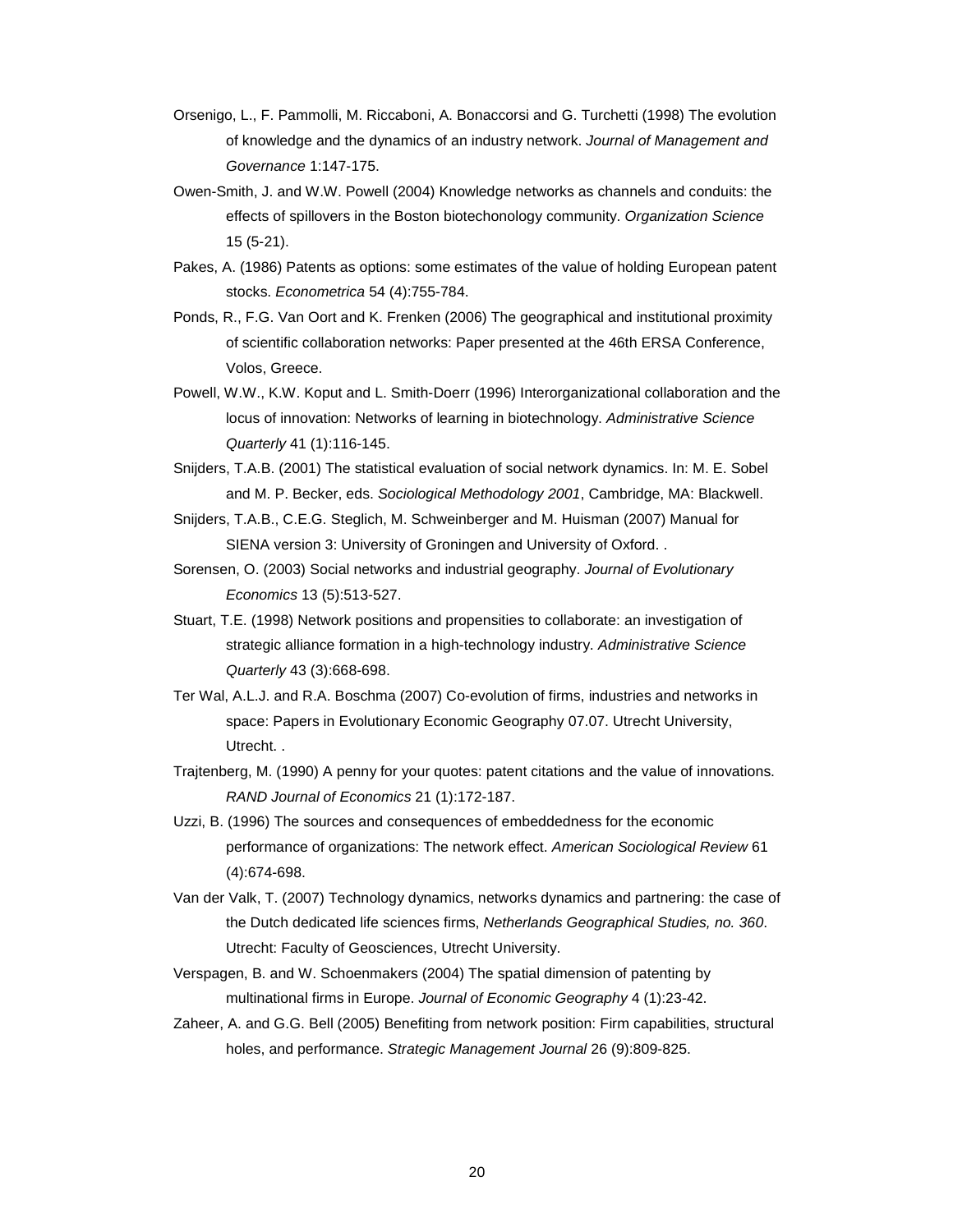Orsenigo, L., F. Pammolli, M. Riccaboni, A. Bonaccorsi and G. Turchetti (1998) The evolution of knowledge and the dynamics of an industry network. *Journal of Management and Governance* 1:147-175.

Owen-Smith, J. and W.W. Powell (2004) Knowledge networks as channels and conduits: the effects of spillovers in the Boston biotechonology community. *Organization Science* 15 (5-21).

Pakes, A. (1986) Patents as options: some estimates of the value of holding European patent stocks. *Econometrica* 54 (4):755-784.

Ponds, R., F.G. Van Oort and K. Frenken (2006) The geographical and institutional proximity of scientific collaboration networks: Paper presented at the 46th ERSA Conference, Volos, Greece.

Powell, W.W., K.W. Koput and L. Smith-Doerr (1996) Interorganizational collaboration and the locus of innovation: Networks of learning in biotechnology. *Administrative Science Quarterly* 41 (1):116-145.

Snijders, T.A.B. (2001) The statistical evaluation of social network dynamics. In: M. E. Sobel and M. P. Becker, eds. *Sociological Methodology 2001*, Cambridge, MA: Blackwell.

Snijders, T.A.B., C.E.G. Steglich, M. Schweinberger and M. Huisman (2007) Manual for SIENA version 3: University of Groningen and University of Oxford. .

Sorensen, O. (2003) Social networks and industrial geography. *Journal of Evolutionary Economics* 13 (5):513-527.

Stuart, T.E. (1998) Network positions and propensities to collaborate: an investigation of strategic alliance formation in a high-technology industry. *Administrative Science Quarterly* 43 (3):668-698.

Ter Wal, A.L.J. and R.A. Boschma (2007) Co-evolution of firms, industries and networks in space: Papers in Evolutionary Economic Geography 07.07. Utrecht University, Utrecht. .

Trajtenberg, M. (1990) A penny for your quotes: patent citations and the value of innovations. *RAND Journal of Economics* 21 (1):172-187.

Uzzi, B. (1996) The sources and consequences of embeddedness for the economic performance of organizations: The network effect. *American Sociological Review* 61 (4):674-698.

Van der Valk, T. (2007) Technology dynamics, networks dynamics and partnering: the case of the Dutch dedicated life sciences firms, *Netherlands Geographical Studies, no. 360*. Utrecht: Faculty of Geosciences, Utrecht University.

Verspagen, B. and W. Schoenmakers (2004) The spatial dimension of patenting by multinational firms in Europe. *Journal of Economic Geography* 4 (1):23-42.

Zaheer, A. and G.G. Bell (2005) Benefiting from network position: Firm capabilities, structural holes, and performance. *Strategic Management Journal* 26 (9):809-825.